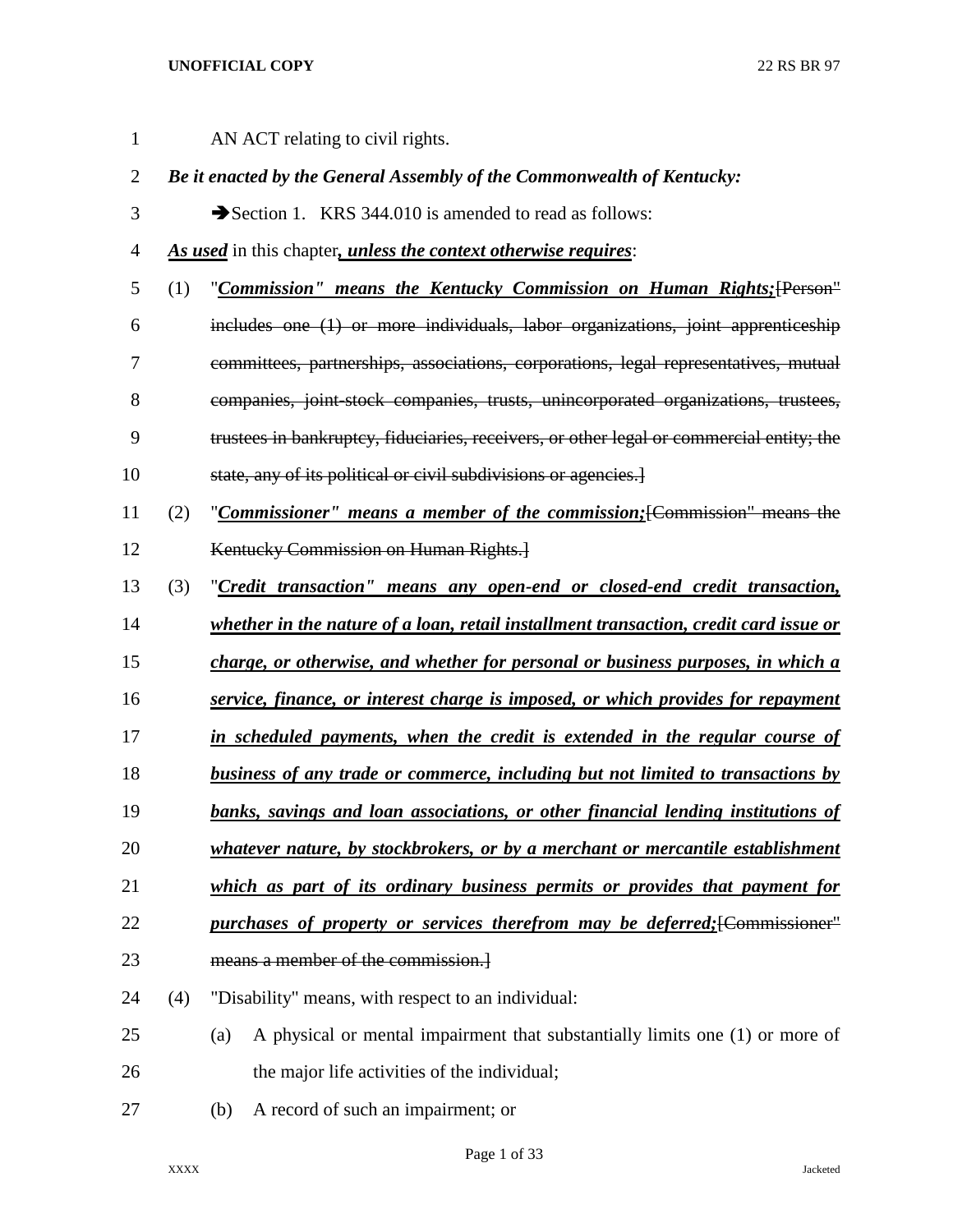AN ACT relating to civil rights.

***Be it enacted by the General Assembly of the Commonwealth of Kentucky:***

➔Section 1. KRS 344.010 is amended to read as follows:

***<u>As used</u>*** in this chapter***<u>, unless the context otherwise requires</u>***:

(1) "***<u>Commission" means the Kentucky Commission on Human Rights;</u>***[~~Person" includes one (1) or more individuals, labor organizations, joint apprenticeship committees, partnerships, associations, corporations, legal representatives, mutual companies, joint-stock companies, trusts, unincorporated organizations, trustees, trustees in bankruptcy, fiduciaries, receivers, or other legal or commercial entity; the state, any of its political or civil subdivisions or agencies.~~]

(2) "***<u>Commissioner" means a member of the commission;</u>***[~~Commission" means the Kentucky Commission on Human Rights.~~]

(3) "***<u>Credit transaction" means any open-end or closed-end credit transaction, whether in the nature of a loan, retail installment transaction, credit card issue or charge, or otherwise, and whether for personal or business purposes, in which a service, finance, or interest charge is imposed, or which provides for repayment in scheduled payments, when the credit is extended in the regular course of business of any trade or commerce, including but not limited to transactions by banks, savings and loan associations, or other financial lending institutions of whatever nature, by stockbrokers, or by a merchant or mercantile establishment which as part of its ordinary business permits or provides that payment for purchases of property or services therefrom may be deferred;</u>***[~~Commissioner" means a member of the commission.~~]

(4) "Disability" means, with respect to an individual:

(a) A physical or mental impairment that substantially limits one (1) or more of the major life activities of the individual;

(b) A record of such an impairment; or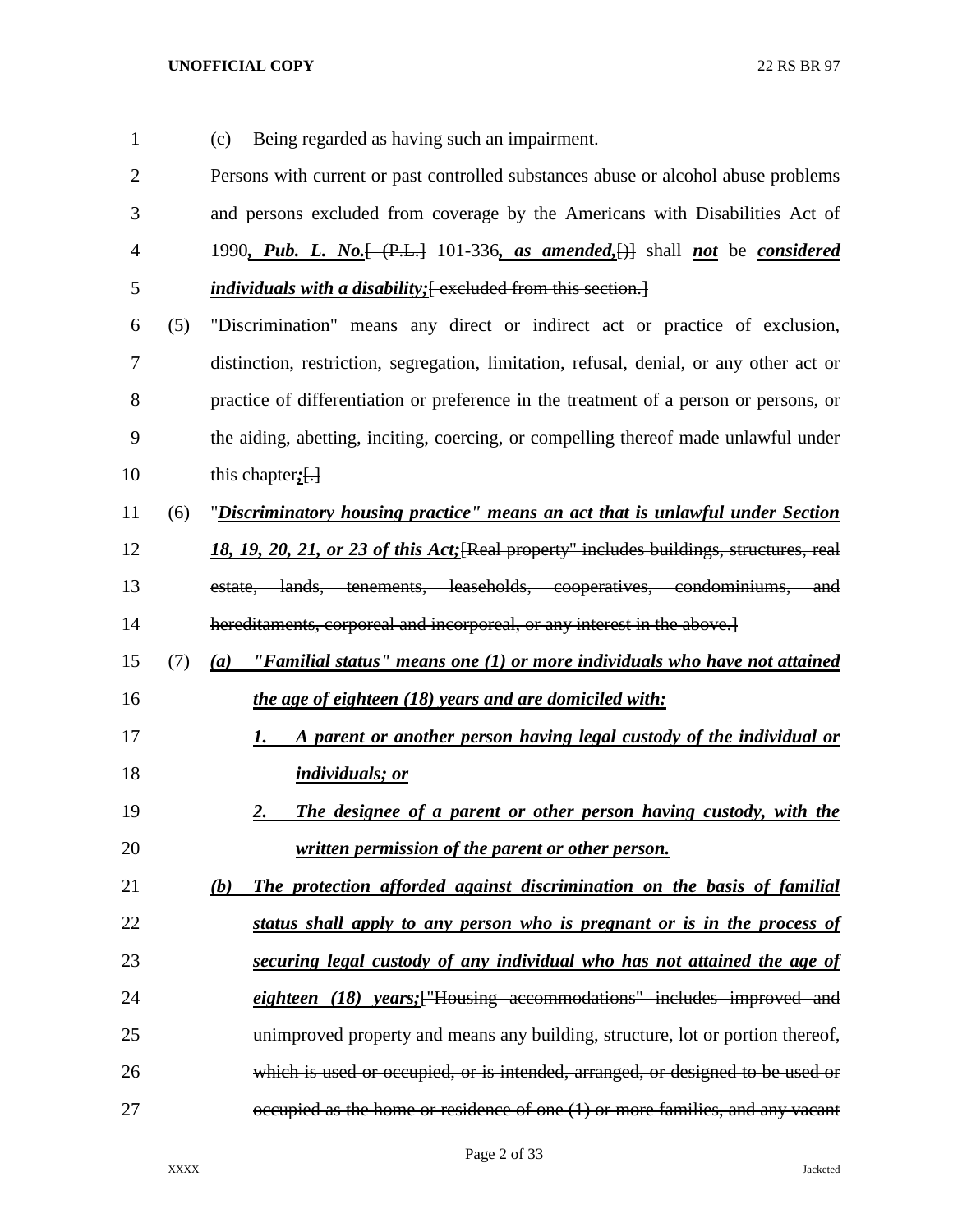(c) Being regarded as having such an impairment.

Persons with current or past controlled substances abuse or alcohol abuse problems and persons excluded from coverage by the Americans with Disabilities Act of 1990***, Pub. L. No.***~~[ (P.L.]~~ 101-336***, as amended,***~~[)]~~ shall ***not*** be ***considered individuals with a disability;***~~[ excluded from this section.]~~

(5) "Discrimination" means any direct or indirect act or practice of exclusion, distinction, restriction, segregation, limitation, refusal, denial, or any other act or practice of differentiation or preference in the treatment of a person or persons, or the aiding, abetting, inciting, coercing, or compelling thereof made unlawful under this chapter***;***~~[.]~~

(6) "***Discriminatory housing practice" means an act that is unlawful under Section 18, 19, 20, 21, or 23 of this Act;***~~[Real property" includes buildings, structures, real estate, lands, tenements, leaseholds, cooperatives, condominiums, and hereditaments, corporeal and incorporeal, or any interest in the above.]~~

(7) ***(a) "Familial status" means one (1) or more individuals who have not attained the age of eighteen (18) years and are domiciled with:***

***1. A parent or another person having legal custody of the individual or individuals; or***

***2. The designee of a parent or other person having custody, with the written permission of the parent or other person.***

***(b) The protection afforded against discrimination on the basis of familial status shall apply to any person who is pregnant or is in the process of securing legal custody of any individual who has not attained the age of eighteen (18) years;***~~["Housing accommodations" includes improved and unimproved property and means any building, structure, lot or portion thereof, which is used or occupied, or is intended, arranged, or designed to be used or occupied as the home or residence of one (1) or more families, and any vacant~~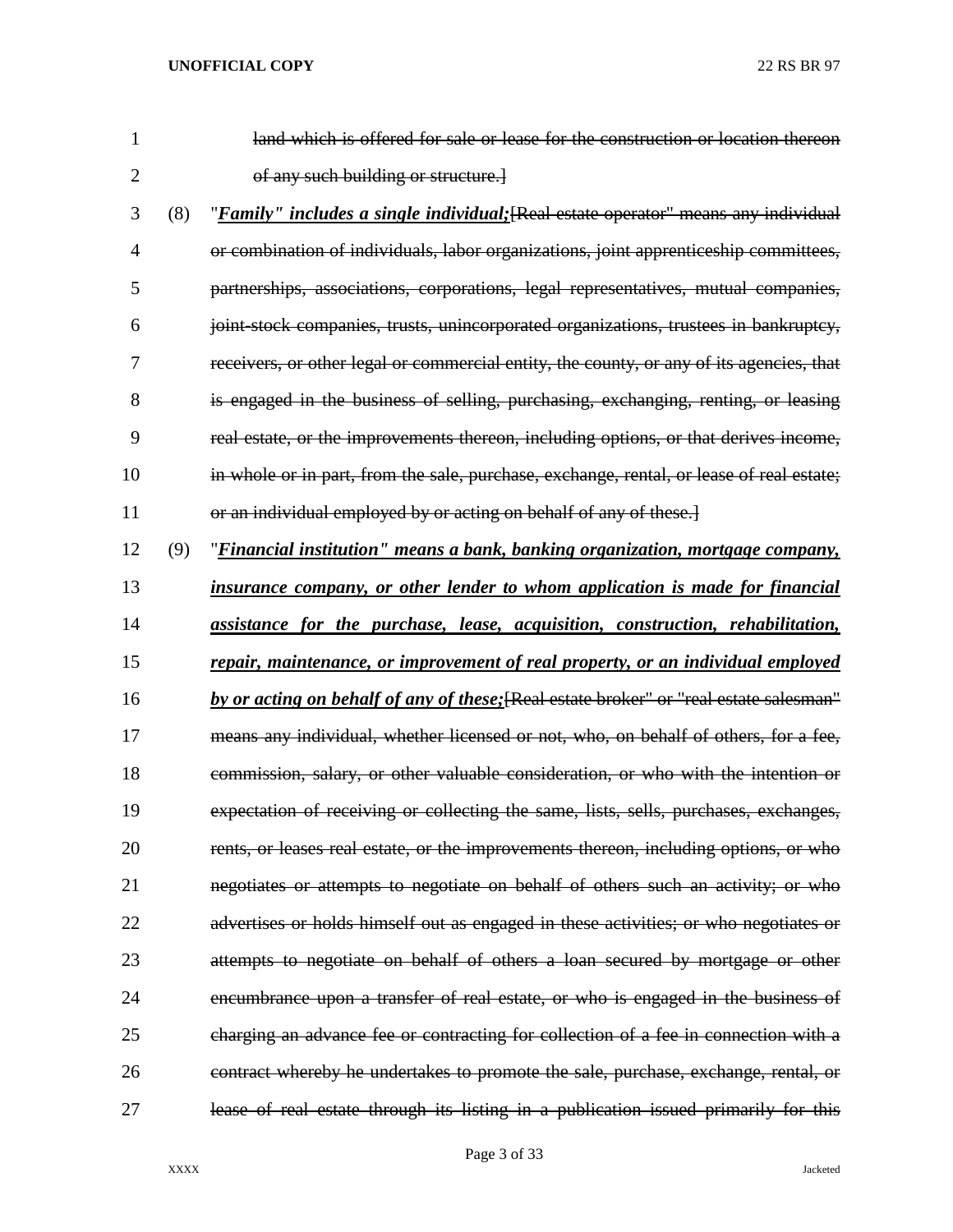~~land which is offered for sale or lease for the construction or location thereon of any such building or structure.]~~

(8) "***Family" includes a single individual;***~~[Real estate operator" means any individual or combination of individuals, labor organizations, joint apprenticeship committees, partnerships, associations, corporations, legal representatives, mutual companies, joint-stock companies, trusts, unincorporated organizations, trustees in bankruptcy, receivers, or other legal or commercial entity, the county, or any of its agencies, that is engaged in the business of selling, purchasing, exchanging, renting, or leasing real estate, or the improvements thereon, including options, or that derives income, in whole or in part, from the sale, purchase, exchange, rental, or lease of real estate; or an individual employed by or acting on behalf of any of these.]~~

(9) "***Financial institution" means a bank, banking organization, mortgage company, insurance company, or other lender to whom application is made for financial assistance for the purchase, lease, acquisition, construction, rehabilitation, repair, maintenance, or improvement of real property, or an individual employed by or acting on behalf of any of these;***~~[Real estate broker" or "real estate salesman" means any individual, whether licensed or not, who, on behalf of others, for a fee, commission, salary, or other valuable consideration, or who with the intention or expectation of receiving or collecting the same, lists, sells, purchases, exchanges, rents, or leases real estate, or the improvements thereon, including options, or who negotiates or attempts to negotiate on behalf of others such an activity; or who advertises or holds himself out as engaged in these activities; or who negotiates or attempts to negotiate on behalf of others a loan secured by mortgage or other encumbrance upon a transfer of real estate, or who is engaged in the business of charging an advance fee or contracting for collection of a fee in connection with a contract whereby he undertakes to promote the sale, purchase, exchange, rental, or lease of real estate through its listing in a publication issued primarily for this~~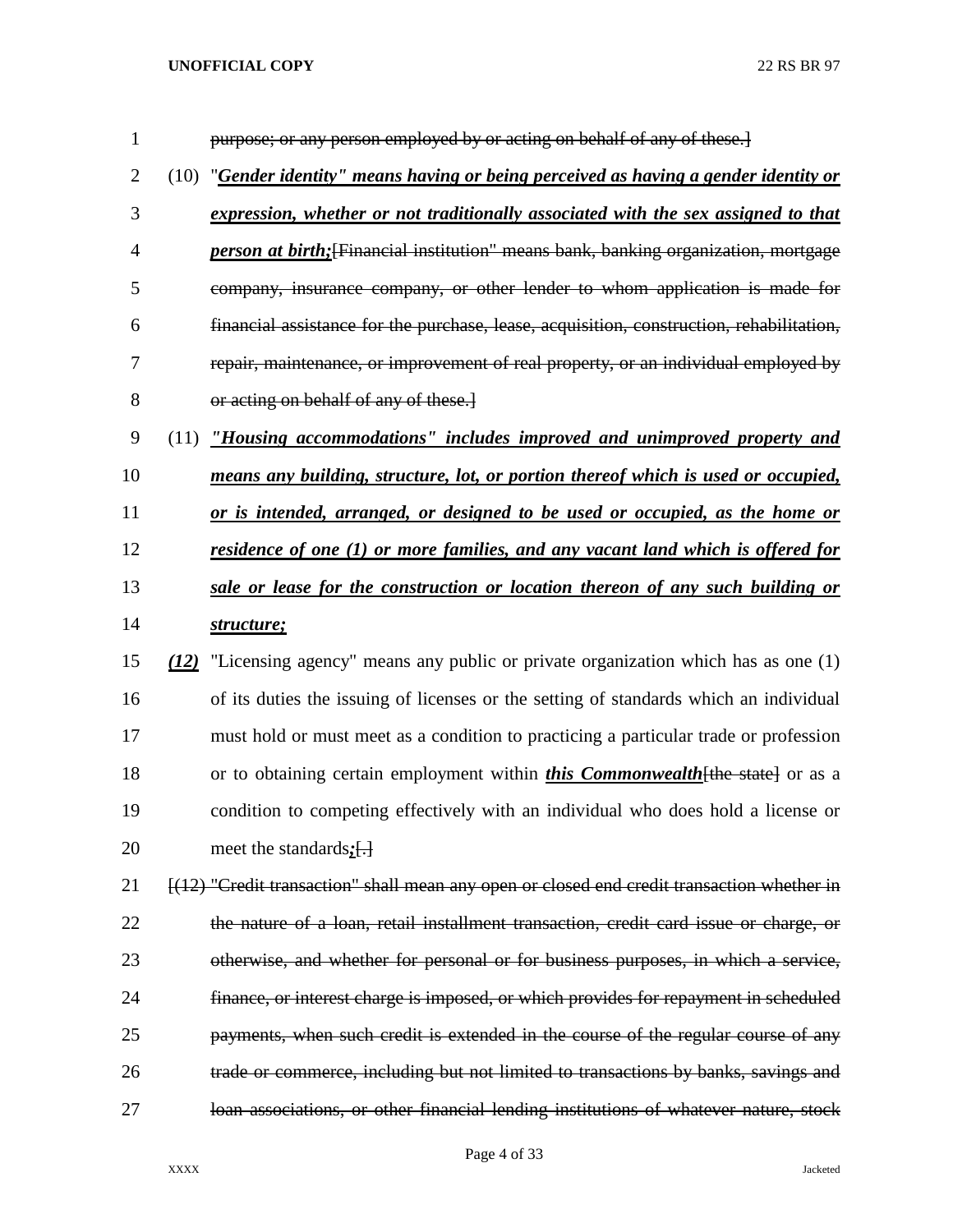purpose; or any person employed by or acting on behalf of any of these.]

(10) "***Gender identity" means having or being perceived as having a gender identity or expression, whether or not traditionally associated with the sex assigned to that person at birth;***[Financial institution" means bank, banking organization, mortgage company, insurance company, or other lender to whom application is made for financial assistance for the purchase, lease, acquisition, construction, rehabilitation, repair, maintenance, or improvement of real property, or an individual employed by or acting on behalf of any of these.]

(11) ***"Housing accommodations" includes improved and unimproved property and means any building, structure, lot, or portion thereof which is used or occupied, or is intended, arranged, or designed to be used or occupied, as the home or residence of one (1) or more families, and any vacant land which is offered for sale or lease for the construction or location thereon of any such building or structure;***

***(12)*** "Licensing agency" means any public or private organization which has as one (1) of its duties the issuing of licenses or the setting of standards which an individual must hold or must meet as a condition to practicing a particular trade or profession or to obtaining certain employment within ***this Commonwealth***[the state] or as a condition to competing effectively with an individual who does hold a license or meet the standards***;***[.]

[(12) "Credit transaction" shall mean any open or closed end credit transaction whether in the nature of a loan, retail installment transaction, credit card issue or charge, or otherwise, and whether for personal or for business purposes, in which a service, finance, or interest charge is imposed, or which provides for repayment in scheduled payments, when such credit is extended in the course of the regular course of any trade or commerce, including but not limited to transactions by banks, savings and loan associations, or other financial lending institutions of whatever nature, stock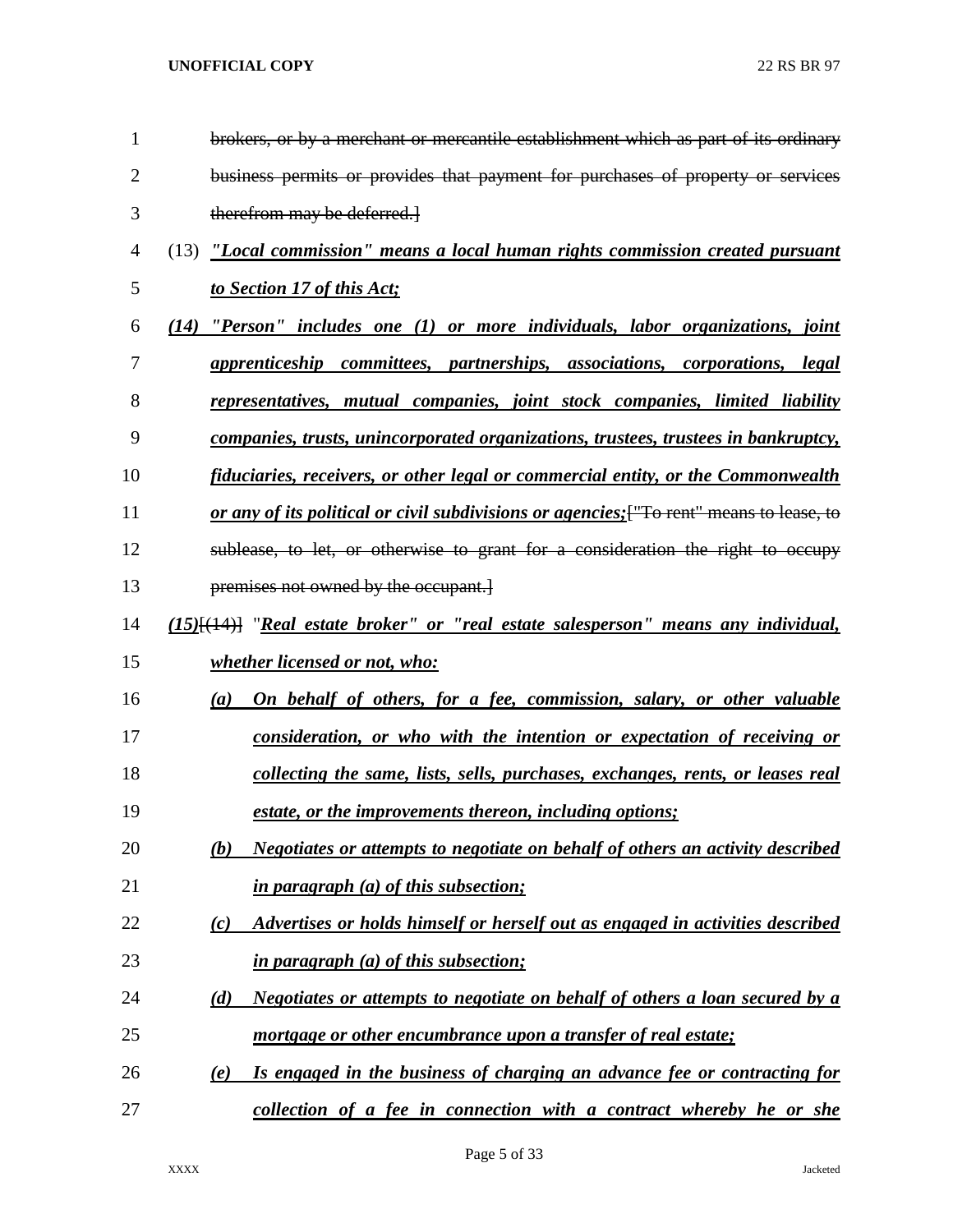~~brokers, or by a merchant or mercantile establishment which as part of its ordinary business permits or provides that payment for purchases of property or services therefrom may be deferred.]~~

(13) ***"Local commission" means a local human rights commission created pursuant to Section 17 of this Act;***

***(14) "Person" includes one (1) or more individuals, labor organizations, joint apprenticeship committees, partnerships, associations, corporations, legal representatives, mutual companies, joint stock companies, limited liability companies, trusts, unincorporated organizations, trustees, trustees in bankruptcy, fiduciaries, receivers, or other legal or commercial entity, or the Commonwealth or any of its political or civil subdivisions or agencies;***~~["To rent" means to lease, to sublease, to let, or otherwise to grant for a consideration the right to occupy premises not owned by the occupant.]~~

***(15)***~~[(14)]~~ "***Real estate broker" or "real estate salesperson" means any individual, whether licensed or not, who:***

***(a) On behalf of others, for a fee, commission, salary, or other valuable consideration, or who with the intention or expectation of receiving or collecting the same, lists, sells, purchases, exchanges, rents, or leases real estate, or the improvements thereon, including options;***

***(b) Negotiates or attempts to negotiate on behalf of others an activity described in paragraph (a) of this subsection;***

***(c) Advertises or holds himself or herself out as engaged in activities described in paragraph (a) of this subsection;***

***(d) Negotiates or attempts to negotiate on behalf of others a loan secured by a mortgage or other encumbrance upon a transfer of real estate;***

***(e) Is engaged in the business of charging an advance fee or contracting for collection of a fee in connection with a contract whereby he or she***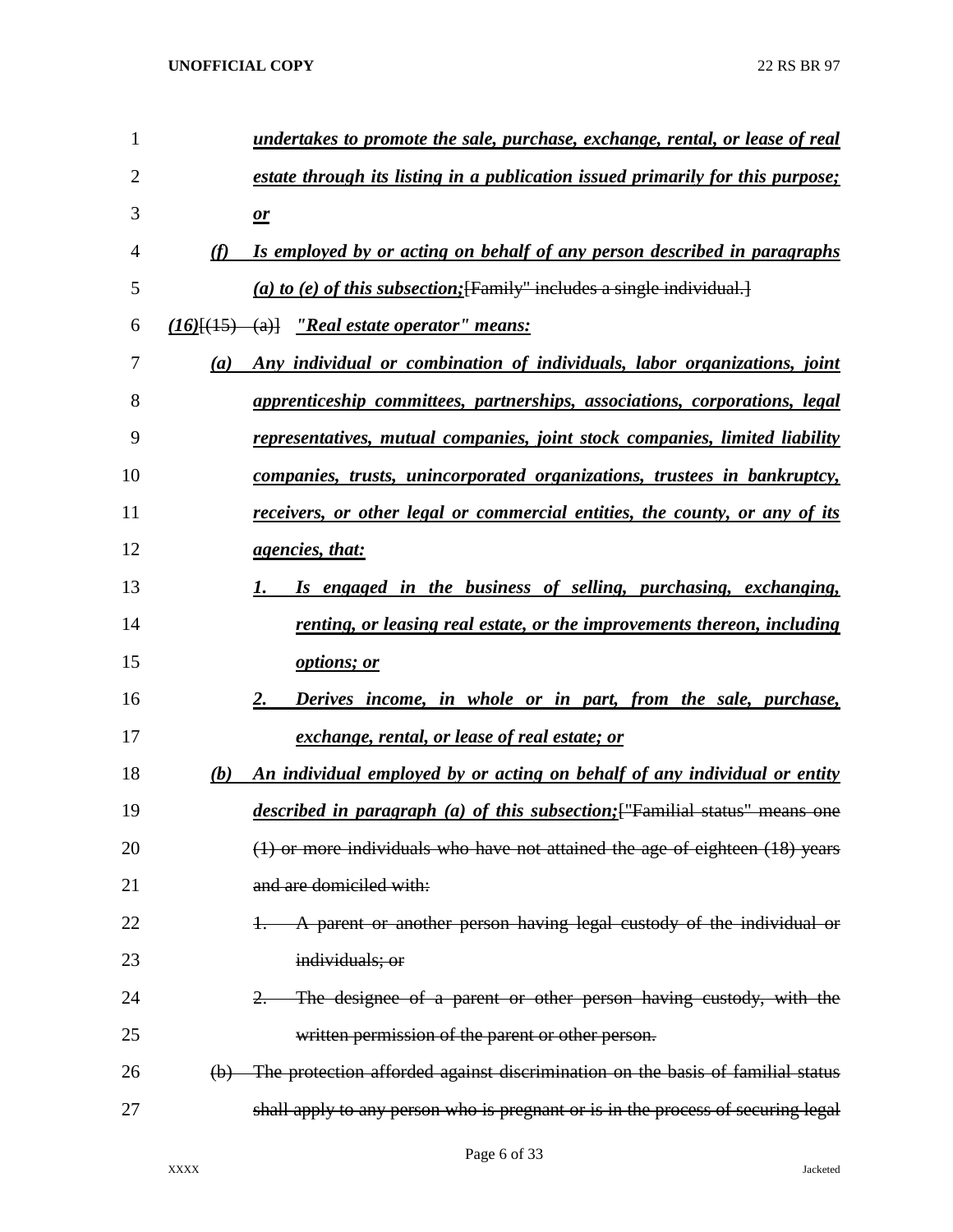undertakes to promote the sale, purchase, exchange, rental, or lease of real estate through its listing in a publication issued primarily for this purpose; or

(f) Is employed by or acting on behalf of any person described in paragraphs (a) to (e) of this subsection;~~["Family" includes a single individual.]~~

(16)~~[(15) (a)]~~ "Real estate operator" means:

(a) Any individual or combination of individuals, labor organizations, joint apprenticeship committees, partnerships, associations, corporations, legal representatives, mutual companies, joint stock companies, limited liability companies, trusts, unincorporated organizations, trustees in bankruptcy, receivers, or other legal or commercial entities, the county, or any of its agencies, that:

1. Is engaged in the business of selling, purchasing, exchanging, renting, or leasing real estate, or the improvements thereon, including options; or

2. Derives income, in whole or in part, from the sale, purchase, exchange, rental, or lease of real estate; or

(b) An individual employed by or acting on behalf of any individual or entity described in paragraph (a) of this subsection;~~["Familial status" means one (1) or more individuals who have not attained the age of eighteen (18) years and are domiciled with:~~

~~1. A parent or another person having legal custody of the individual or individuals; or~~

~~2. The designee of a parent or other person having custody, with the written permission of the parent or other person.~~

~~(b) The protection afforded against discrimination on the basis of familial status shall apply to any person who is pregnant or is in the process of securing legal~~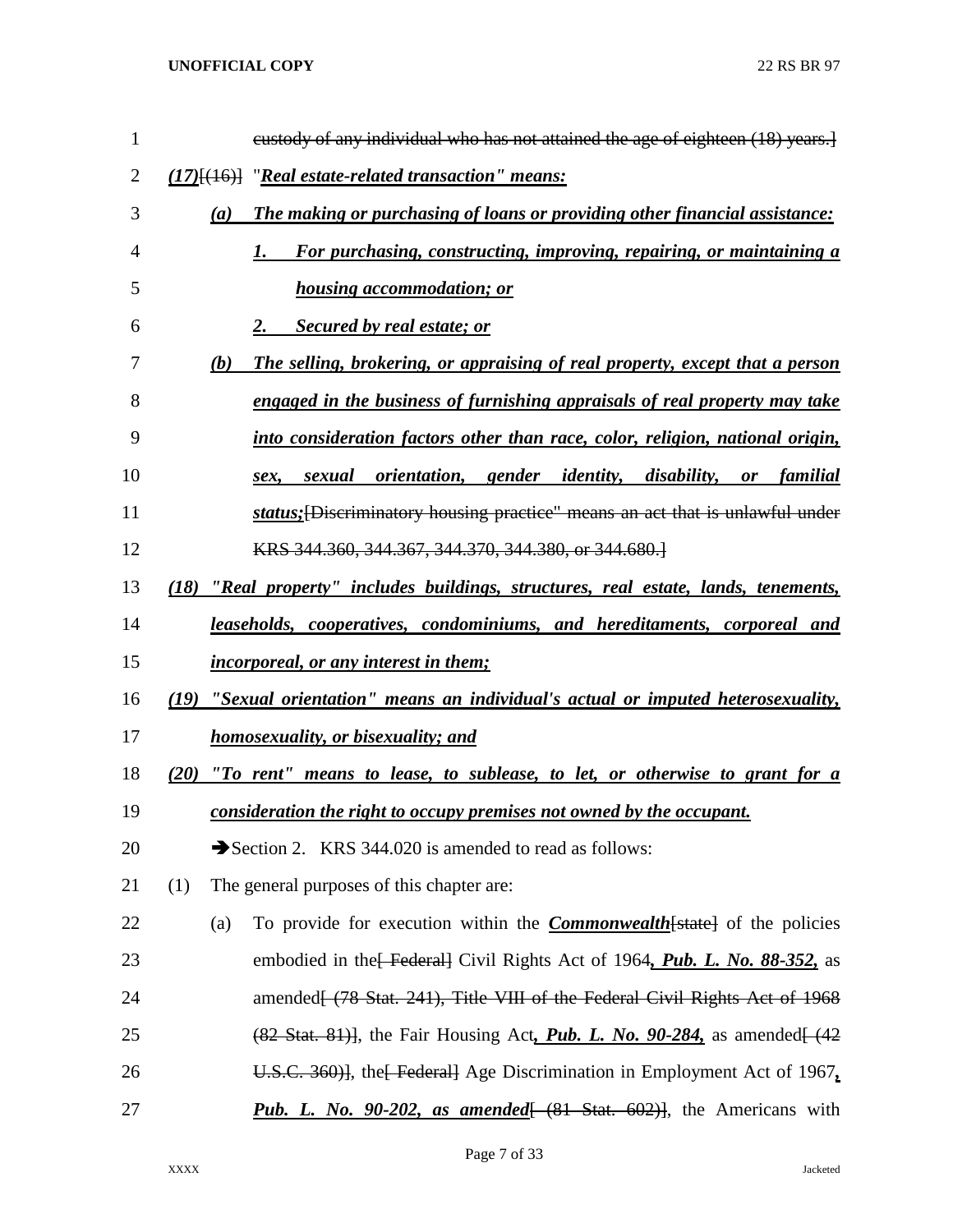custody of any individual who has not attained the age of eighteen (18) years.]

***(17)***[(16)] "***Real estate-related transaction" means:***

***(a) The making or purchasing of loans or providing other financial assistance:***

***1. For purchasing, constructing, improving, repairing, or maintaining a housing accommodation; or***

***2. Secured by real estate; or***

***(b) The selling, brokering, or appraising of real property, except that a person engaged in the business of furnishing appraisals of real property may take into consideration factors other than race, color, religion, national origin, sex, sexual orientation, gender identity, disability, or familial status;***[Discriminatory housing practice" means an act that is unlawful under KRS 344.360, 344.367, 344.370, 344.380, or 344.680.]

***(18) "Real property" includes buildings, structures, real estate, lands, tenements, leaseholds, cooperatives, condominiums, and hereditaments, corporeal and incorporeal, or any interest in them;***

***(19) "Sexual orientation" means an individual's actual or imputed heterosexuality, homosexuality, or bisexuality; and***

***(20) "To rent" means to lease, to sublease, to let, or otherwise to grant for a consideration the right to occupy premises not owned by the occupant.***

➔Section 2. KRS 344.020 is amended to read as follows:

(1) The general purposes of this chapter are:

(a) To provide for execution within the ***Commonwealth***[state] of the policies embodied in the[ Federal] Civil Rights Act of 1964***, Pub. L. No. 88-352,*** as amended[ (78 Stat. 241), Title VIII of the Federal Civil Rights Act of 1968 (82 Stat. 81)], the Fair Housing Act***, Pub. L. No. 90-284,*** as amended[ (42 U.S.C. 360)], the[ Federal] Age Discrimination in Employment Act of 1967***, Pub. L. No. 90-202, as amended***[ (81 Stat. 602)], the Americans with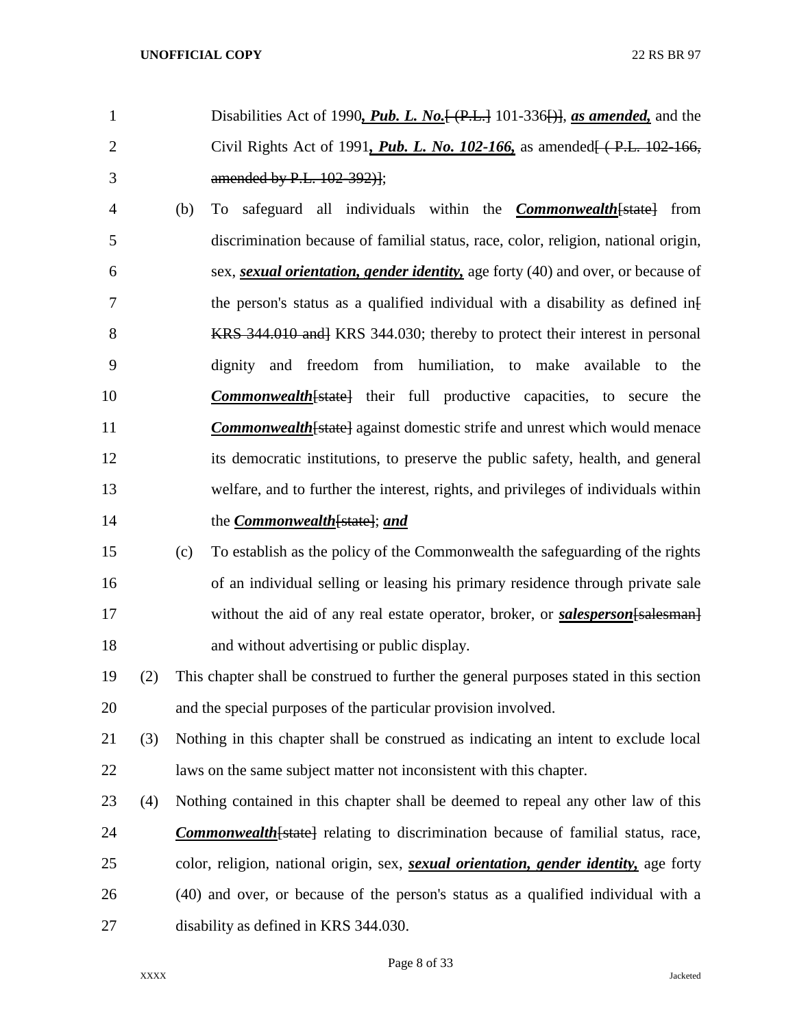Disabilities Act of 1990***, Pub. L. No.***[ (P.L.] 101-336[)], ***as amended,*** and the Civil Rights Act of 1991***, Pub. L. No. 102-166,*** as amended[ ( P.L. 102-166, amended by P.L. 102-392)];

(b) To safeguard all individuals within the ***Commonwealth***[state] from discrimination because of familial status, race, color, religion, national origin, sex, ***sexual orientation, gender identity,*** age forty (40) and over, or because of the person's status as a qualified individual with a disability as defined in[ KRS 344.010 and] KRS 344.030; thereby to protect their interest in personal dignity and freedom from humiliation, to make available to the ***Commonwealth***[state] their full productive capacities, to secure the ***Commonwealth***[state] against domestic strife and unrest which would menace its democratic institutions, to preserve the public safety, health, and general welfare, and to further the interest, rights, and privileges of individuals within the ***Commonwealth***[state]; ***and***

(c) To establish as the policy of the Commonwealth the safeguarding of the rights of an individual selling or leasing his primary residence through private sale without the aid of any real estate operator, broker, or ***salesperson***[salesman] and without advertising or public display.

(2) This chapter shall be construed to further the general purposes stated in this section and the special purposes of the particular provision involved.

(3) Nothing in this chapter shall be construed as indicating an intent to exclude local laws on the same subject matter not inconsistent with this chapter.

(4) Nothing contained in this chapter shall be deemed to repeal any other law of this ***Commonwealth***[state] relating to discrimination because of familial status, race, color, religion, national origin, sex, ***sexual orientation, gender identity,*** age forty (40) and over, or because of the person's status as a qualified individual with a disability as defined in KRS 344.030.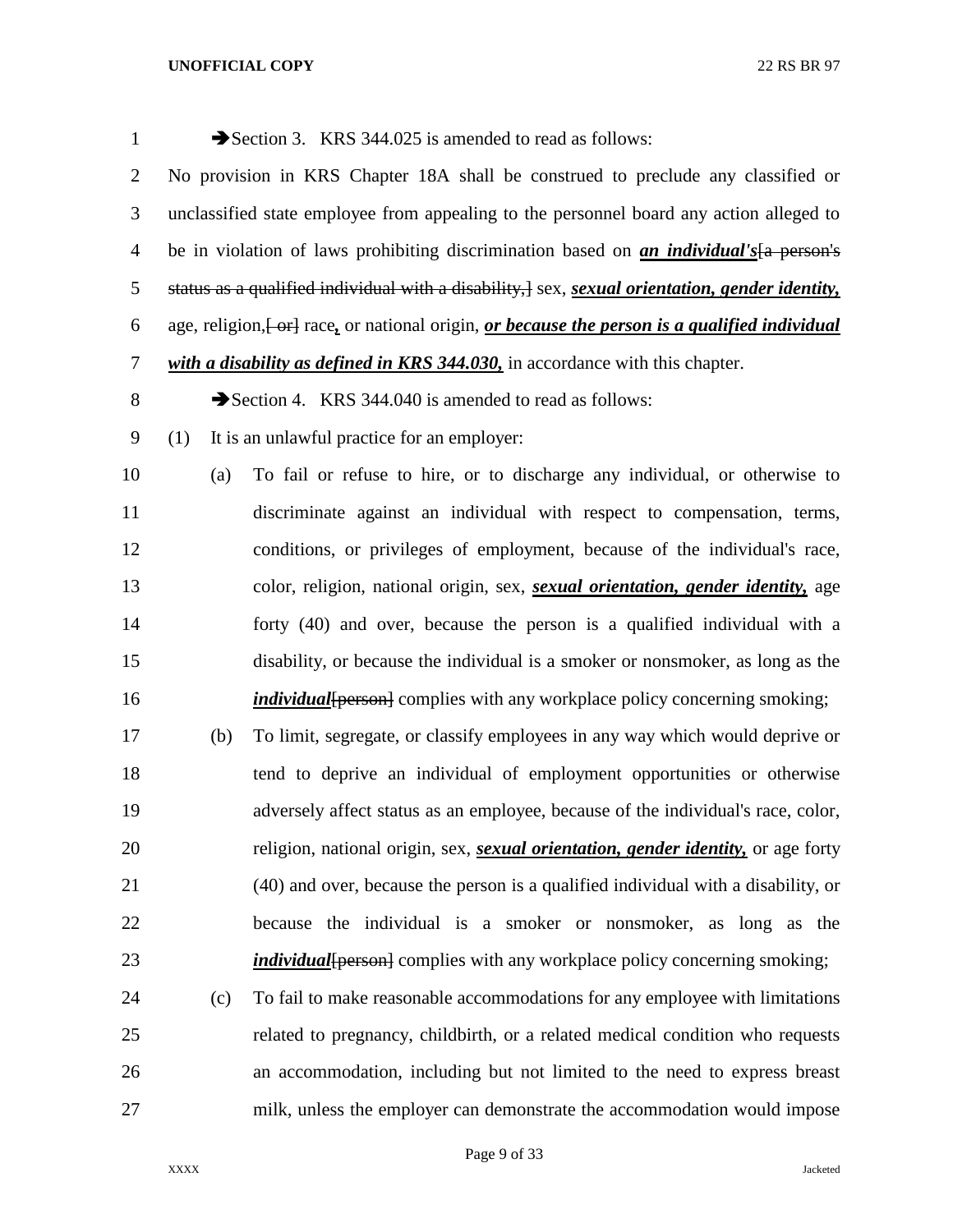➔Section 3. KRS 344.025 is amended to read as follows:

No provision in KRS Chapter 18A shall be construed to preclude any classified or unclassified state employee from appealing to the personnel board any action alleged to be in violation of laws prohibiting discrimination based on ***an individual's***[~~a person's status as a qualified individual with a disability,~~] sex, ***sexual orientation, gender identity,*** age, religion,[~~ or~~] race***,*** or national origin, ***or because the person is a qualified individual with a disability as defined in KRS 344.030,*** in accordance with this chapter.

➔Section 4. KRS 344.040 is amended to read as follows:

(1) It is an unlawful practice for an employer:

(a) To fail or refuse to hire, or to discharge any individual, or otherwise to discriminate against an individual with respect to compensation, terms, conditions, or privileges of employment, because of the individual's race, color, religion, national origin, sex, ***sexual orientation, gender identity,*** age forty (40) and over, because the person is a qualified individual with a disability, or because the individual is a smoker or nonsmoker, as long as the ***individual***[~~person~~] complies with any workplace policy concerning smoking;

(b) To limit, segregate, or classify employees in any way which would deprive or tend to deprive an individual of employment opportunities or otherwise adversely affect status as an employee, because of the individual's race, color, religion, national origin, sex, ***sexual orientation, gender identity,*** or age forty (40) and over, because the person is a qualified individual with a disability, or because the individual is a smoker or nonsmoker, as long as the ***individual***[~~person~~] complies with any workplace policy concerning smoking;

(c) To fail to make reasonable accommodations for any employee with limitations related to pregnancy, childbirth, or a related medical condition who requests an accommodation, including but not limited to the need to express breast milk, unless the employer can demonstrate the accommodation would impose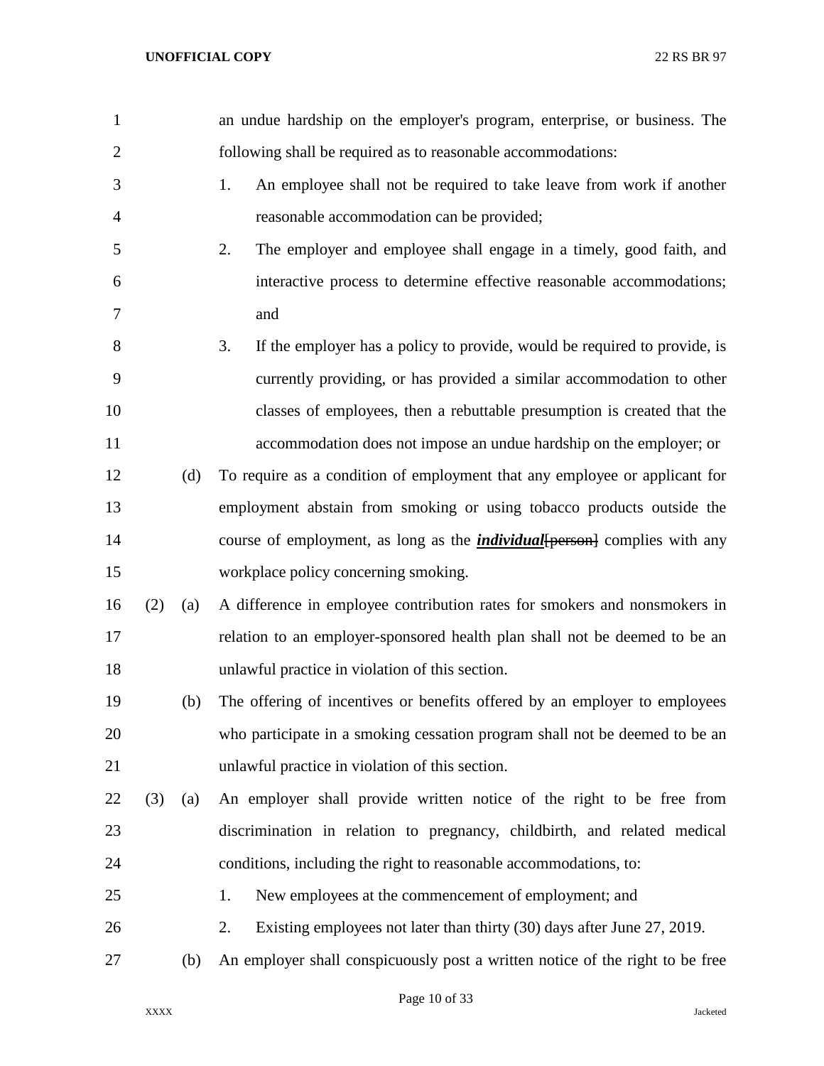an undue hardship on the employer's program, enterprise, or business. The following shall be required as to reasonable accommodations:

1. An employee shall not be required to take leave from work if another reasonable accommodation can be provided;
2. The employer and employee shall engage in a timely, good faith, and interactive process to determine effective reasonable accommodations; and
3. If the employer has a policy to provide, would be required to provide, is currently providing, or has provided a similar accommodation to other classes of employees, then a rebuttable presumption is created that the accommodation does not impose an undue hardship on the employer; or

(d) To require as a condition of employment that any employee or applicant for employment abstain from smoking or using tobacco products outside the course of employment, as long as the ***individual***~~[person]~~ complies with any workplace policy concerning smoking.

(2) (a) A difference in employee contribution rates for smokers and nonsmokers in relation to an employer-sponsored health plan shall not be deemed to be an unlawful practice in violation of this section.

(b) The offering of incentives or benefits offered by an employer to employees who participate in a smoking cessation program shall not be deemed to be an unlawful practice in violation of this section.

(3) (a) An employer shall provide written notice of the right to be free from discrimination in relation to pregnancy, childbirth, and related medical conditions, including the right to reasonable accommodations, to:

1. New employees at the commencement of employment; and
2. Existing employees not later than thirty (30) days after June 27, 2019.

(b) An employer shall conspicuously post a written notice of the right to be free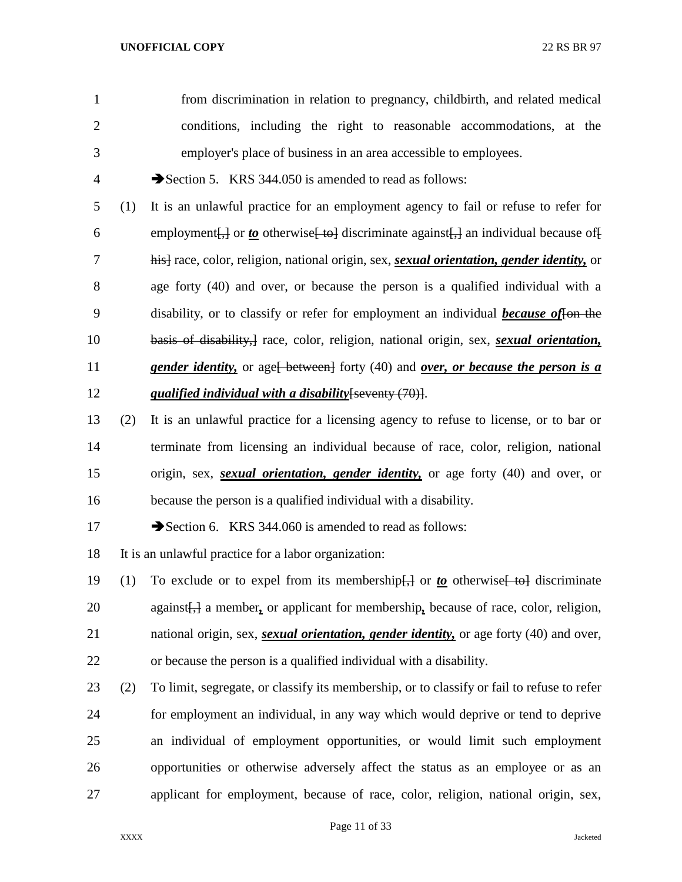from discrimination in relation to pregnancy, childbirth, and related medical conditions, including the right to reasonable accommodations, at the employer's place of business in an area accessible to employees.

➔Section 5. KRS 344.050 is amended to read as follows:

(1) It is an unlawful practice for an employment agency to fail or refuse to refer for employment[,] or ***to*** otherwise[ to] discriminate against[,] an individual because of[ his] race, color, religion, national origin, sex, ***sexual orientation, gender identity,*** or age forty (40) and over, or because the person is a qualified individual with a disability, or to classify or refer for employment an individual ***because of***[on the basis of disability,] race, color, religion, national origin, sex, ***sexual orientation, gender identity,*** or age[ between] forty (40) and ***over, or because the person is a qualified individual with a disability***[seventy (70)].

(2) It is an unlawful practice for a licensing agency to refuse to license, or to bar or terminate from licensing an individual because of race, color, religion, national origin, sex, ***sexual orientation, gender identity,*** or age forty (40) and over, or because the person is a qualified individual with a disability.

➔Section 6. KRS 344.060 is amended to read as follows:

It is an unlawful practice for a labor organization:

(1) To exclude or to expel from its membership[,] or ***to*** otherwise[ to] discriminate against[,] a member***,*** or applicant for membership***,*** because of race, color, religion, national origin, sex, ***sexual orientation, gender identity,*** or age forty (40) and over, or because the person is a qualified individual with a disability.

(2) To limit, segregate, or classify its membership, or to classify or fail to refuse to refer for employment an individual, in any way which would deprive or tend to deprive an individual of employment opportunities, or would limit such employment opportunities or otherwise adversely affect the status as an employee or as an applicant for employment, because of race, color, religion, national origin, sex,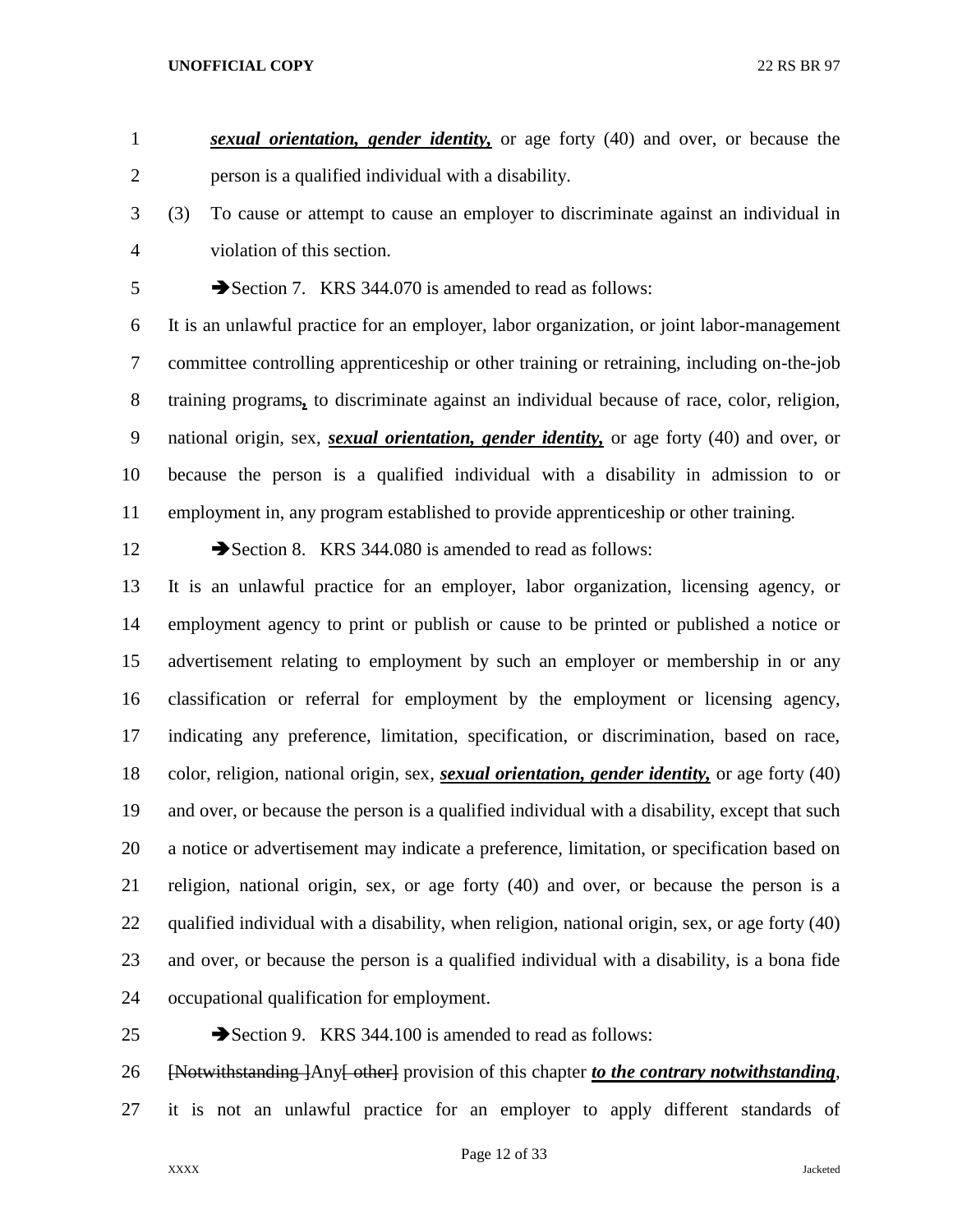***sexual orientation, gender identity,*** or age forty (40) and over, or because the person is a qualified individual with a disability.

(3) To cause or attempt to cause an employer to discriminate against an individual in violation of this section.

➔Section 7. KRS 344.070 is amended to read as follows:

It is an unlawful practice for an employer, labor organization, or joint labor-management committee controlling apprenticeship or other training or retraining, including on-the-job training programs**,** to discriminate against an individual because of race, color, religion, national origin, sex, ***sexual orientation, gender identity,*** or age forty (40) and over, or because the person is a qualified individual with a disability in admission to or employment in, any program established to provide apprenticeship or other training.

➔Section 8. KRS 344.080 is amended to read as follows:

It is an unlawful practice for an employer, labor organization, licensing agency, or employment agency to print or publish or cause to be printed or published a notice or advertisement relating to employment by such an employer or membership in or any classification or referral for employment by the employment or licensing agency, indicating any preference, limitation, specification, or discrimination, based on race, color, religion, national origin, sex, ***sexual orientation, gender identity,*** or age forty (40) and over, or because the person is a qualified individual with a disability, except that such a notice or advertisement may indicate a preference, limitation, or specification based on religion, national origin, sex, or age forty (40) and over, or because the person is a qualified individual with a disability, when religion, national origin, sex, or age forty (40) and over, or because the person is a qualified individual with a disability, is a bona fide occupational qualification for employment.

➔Section 9. KRS 344.100 is amended to read as follows:

~~[Notwithstanding ]~~Any~~[ other]~~ provision of this chapter ***to the contrary notwithstanding***, it is not an unlawful practice for an employer to apply different standards of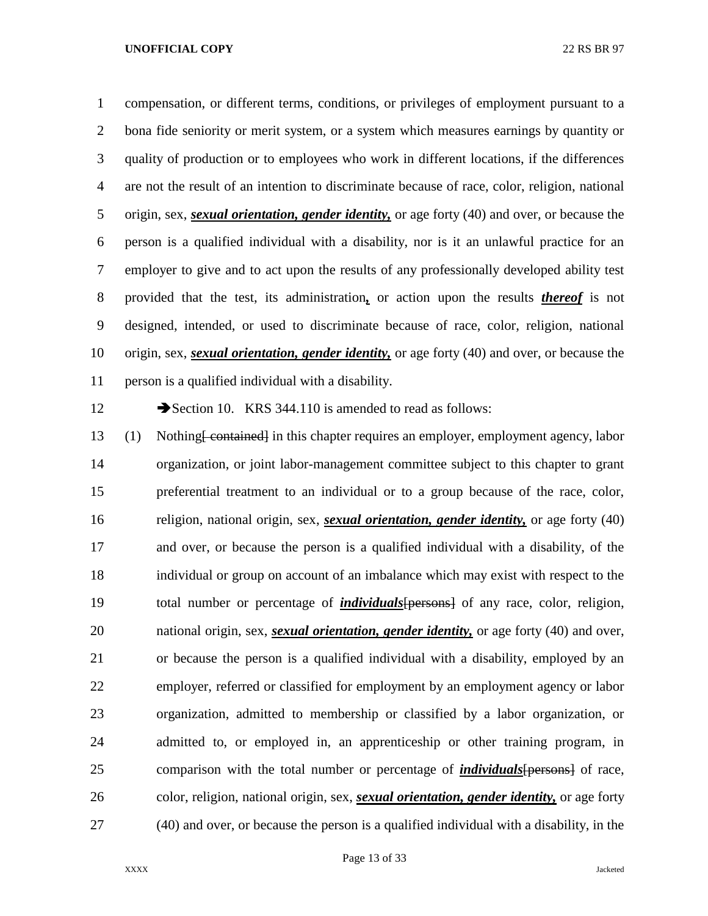compensation, or different terms, conditions, or privileges of employment pursuant to a bona fide seniority or merit system, or a system which measures earnings by quantity or quality of production or to employees who work in different locations, if the differences are not the result of an intention to discriminate because of race, color, religion, national origin, sex, ***sexual orientation, gender identity,*** or age forty (40) and over, or because the person is a qualified individual with a disability, nor is it an unlawful practice for an employer to give and to act upon the results of any professionally developed ability test provided that the test, its administration***,*** or action upon the results ***thereof*** is not designed, intended, or used to discriminate because of race, color, religion, national origin, sex, ***sexual orientation, gender identity,*** or age forty (40) and over, or because the person is a qualified individual with a disability.

➔Section 10. KRS 344.110 is amended to read as follows:

(1) Nothing~~[ contained]~~ in this chapter requires an employer, employment agency, labor organization, or joint labor-management committee subject to this chapter to grant preferential treatment to an individual or to a group because of the race, color, religion, national origin, sex, ***sexual orientation, gender identity,*** or age forty (40) and over, or because the person is a qualified individual with a disability, of the individual or group on account of an imbalance which may exist with respect to the total number or percentage of ***individuals***~~[persons]~~ of any race, color, religion, national origin, sex, ***sexual orientation, gender identity,*** or age forty (40) and over, or because the person is a qualified individual with a disability, employed by an employer, referred or classified for employment by an employment agency or labor organization, admitted to membership or classified by a labor organization, or admitted to, or employed in, an apprenticeship or other training program, in comparison with the total number or percentage of ***individuals***~~[persons]~~ of race, color, religion, national origin, sex, ***sexual orientation, gender identity,*** or age forty (40) and over, or because the person is a qualified individual with a disability, in the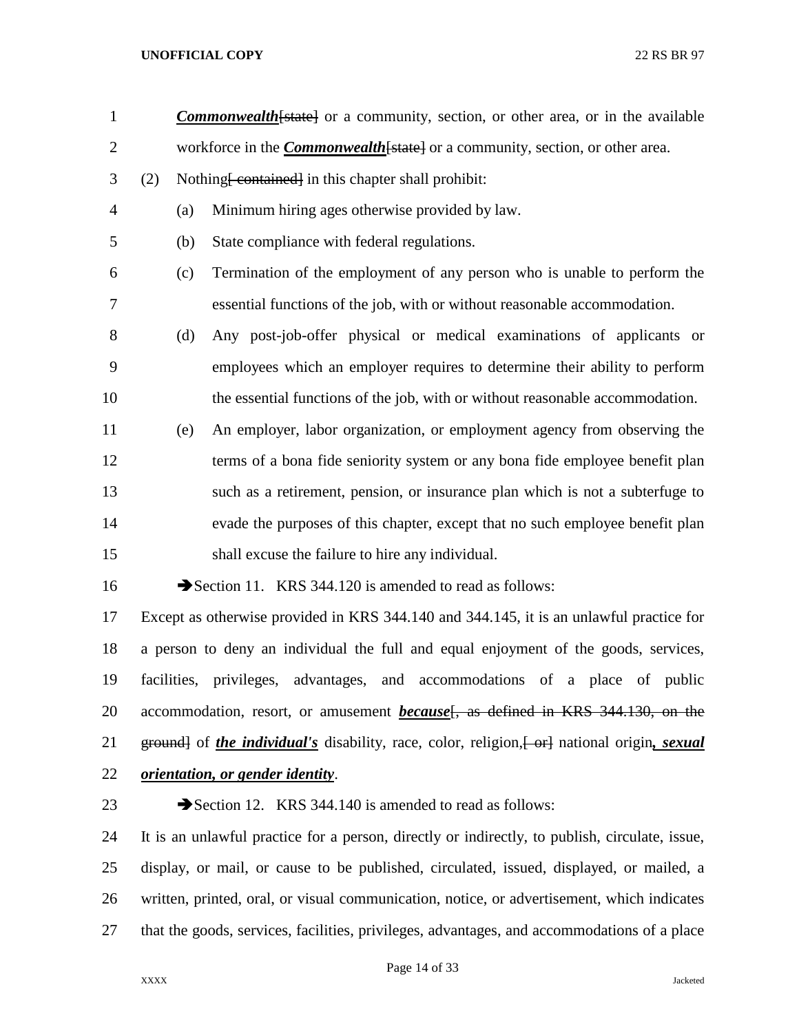***Commonwealth***~~[state]~~ or a community, section, or other area, or in the available workforce in the ***Commonwealth***~~[state]~~ or a community, section, or other area.

(2) Nothing~~[ contained]~~ in this chapter shall prohibit:

(a) Minimum hiring ages otherwise provided by law.

(b) State compliance with federal regulations.

(c) Termination of the employment of any person who is unable to perform the essential functions of the job, with or without reasonable accommodation.

(d) Any post-job-offer physical or medical examinations of applicants or employees which an employer requires to determine their ability to perform the essential functions of the job, with or without reasonable accommodation.

(e) An employer, labor organization, or employment agency from observing the terms of a bona fide seniority system or any bona fide employee benefit plan such as a retirement, pension, or insurance plan which is not a subterfuge to evade the purposes of this chapter, except that no such employee benefit plan shall excuse the failure to hire any individual.

➔Section 11. KRS 344.120 is amended to read as follows:

Except as otherwise provided in KRS 344.140 and 344.145, it is an unlawful practice for a person to deny an individual the full and equal enjoyment of the goods, services, facilities, privileges, advantages, and accommodations of a place of public accommodation, resort, or amusement ***because***~~[, as defined in KRS 344.130, on the ground]~~ of ***the individual's*** disability, race, color, religion,~~[ or]~~ national origin***, sexual orientation, or gender identity***.

➔Section 12. KRS 344.140 is amended to read as follows:

It is an unlawful practice for a person, directly or indirectly, to publish, circulate, issue, display, or mail, or cause to be published, circulated, issued, displayed, or mailed, a written, printed, oral, or visual communication, notice, or advertisement, which indicates that the goods, services, facilities, privileges, advantages, and accommodations of a place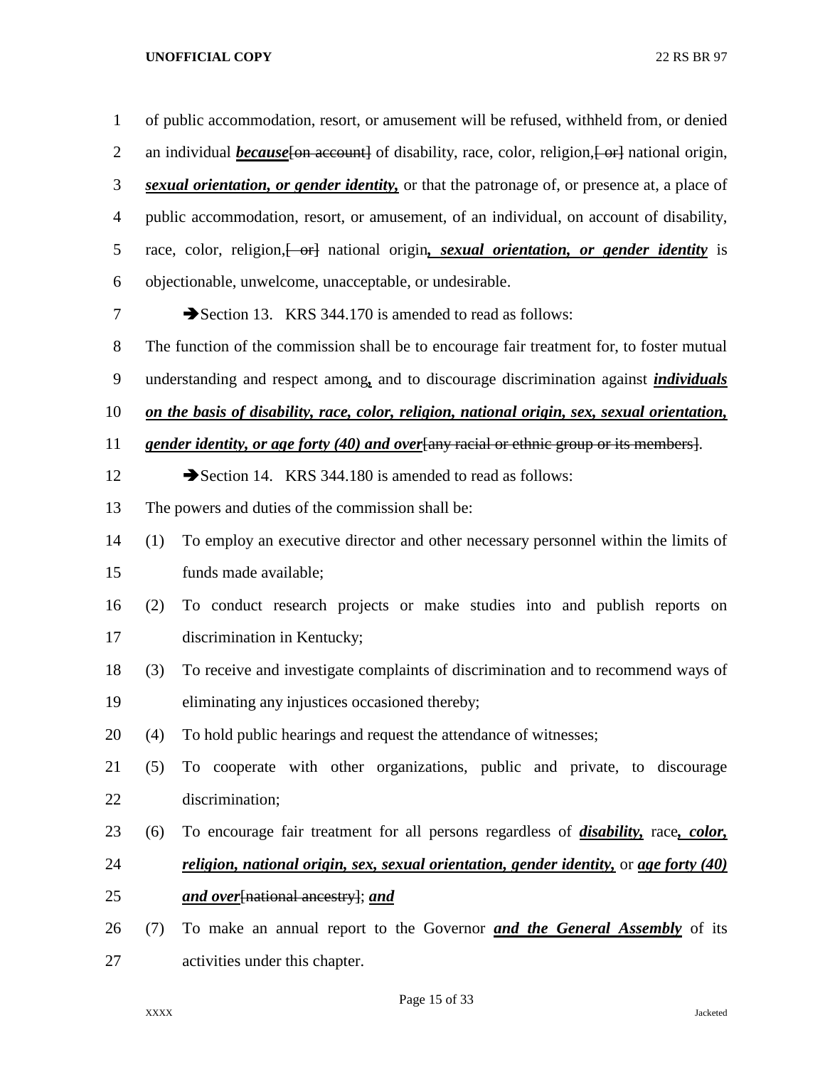of public accommodation, resort, or amusement will be refused, withheld from, or denied an individual ***because***[on account] of disability, race, color, religion,[ or] national origin, ***sexual orientation, or gender identity,*** or that the patronage of, or presence at, a place of public accommodation, resort, or amusement, of an individual, on account of disability, race, color, religion,[ or] national origin***, sexual orientation, or gender identity*** is objectionable, unwelcome, unacceptable, or undesirable.

➔Section 13. KRS 344.170 is amended to read as follows:

The function of the commission shall be to encourage fair treatment for, to foster mutual understanding and respect among***,*** and to discourage discrimination against ***individuals on the basis of disability, race, color, religion, national origin, sex, sexual orientation, gender identity, or age forty (40) and over***[any racial or ethnic group or its members].

➔Section 14. KRS 344.180 is amended to read as follows:

The powers and duties of the commission shall be:

(1) To employ an executive director and other necessary personnel within the limits of funds made available;

(2) To conduct research projects or make studies into and publish reports on discrimination in Kentucky;

(3) To receive and investigate complaints of discrimination and to recommend ways of eliminating any injustices occasioned thereby;

(4) To hold public hearings and request the attendance of witnesses;

(5) To cooperate with other organizations, public and private, to discourage discrimination;

(6) To encourage fair treatment for all persons regardless of ***disability,*** race***, color, religion, national origin, sex, sexual orientation, gender identity,*** or ***age forty (40) and over***[national ancestry]; ***and***

(7) To make an annual report to the Governor ***and the General Assembly*** of its activities under this chapter.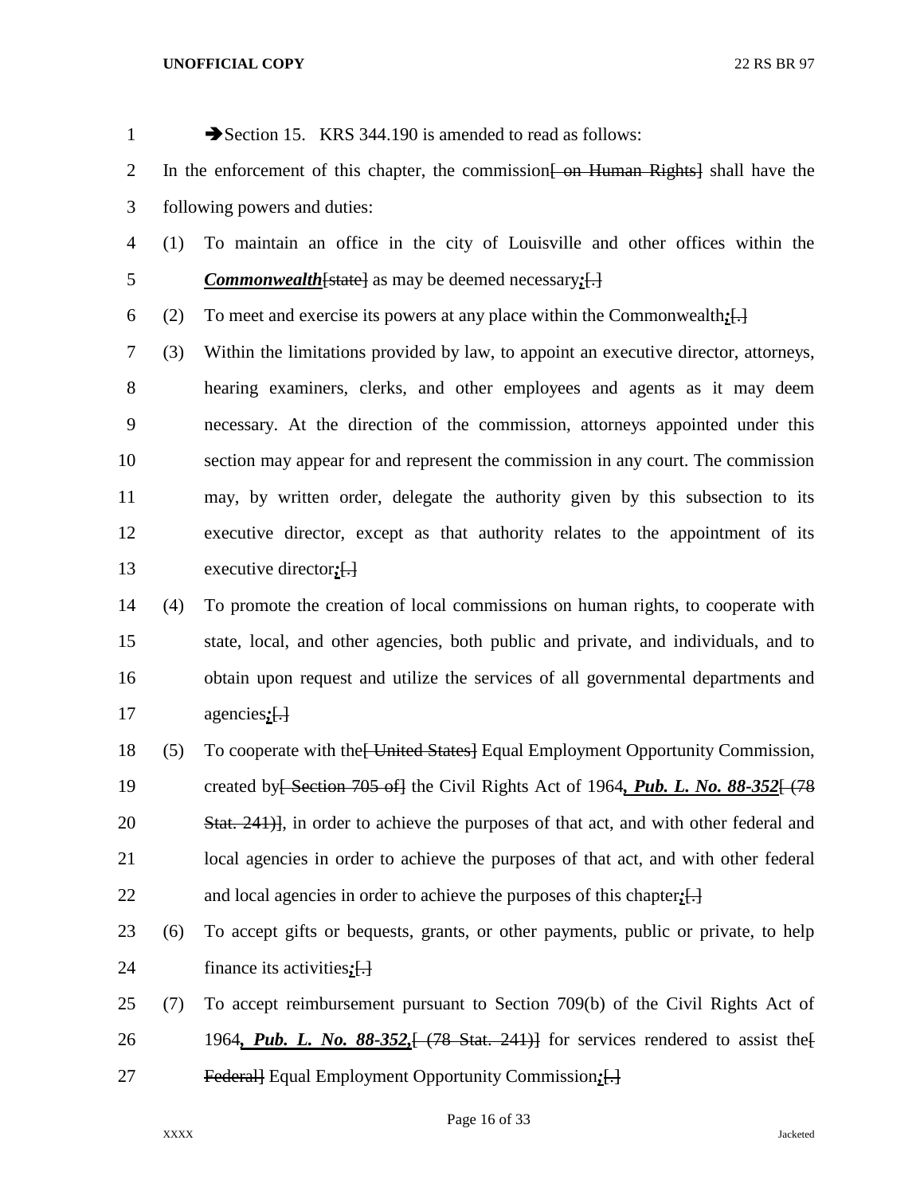➔Section 15. KRS 344.190 is amended to read as follows:

In the enforcement of this chapter, the commission[ on Human Rights] shall have the following powers and duties:

(1) To maintain an office in the city of Louisville and other offices within the ***Commonwealth***[state] as may be deemed necessary***;***[.]

(2) To meet and exercise its powers at any place within the Commonwealth***;***[.]

(3) Within the limitations provided by law, to appoint an executive director, attorneys, hearing examiners, clerks, and other employees and agents as it may deem necessary. At the direction of the commission, attorneys appointed under this section may appear for and represent the commission in any court. The commission may, by written order, delegate the authority given by this subsection to its executive director, except as that authority relates to the appointment of its executive director***;***[.]

(4) To promote the creation of local commissions on human rights, to cooperate with state, local, and other agencies, both public and private, and individuals, and to obtain upon request and utilize the services of all governmental departments and agencies***;***[.]

(5) To cooperate with the[ United States] Equal Employment Opportunity Commission, created by[ Section 705 of] the Civil Rights Act of 1964***, Pub. L. No. 88-352***[ (78 Stat. 241)], in order to achieve the purposes of that act, and with other federal and local agencies in order to achieve the purposes of that act, and with other federal and local agencies in order to achieve the purposes of this chapter***;***[.]

(6) To accept gifts or bequests, grants, or other payments, public or private, to help finance its activities***;***[.]

(7) To accept reimbursement pursuant to Section 709(b) of the Civil Rights Act of 1964***, Pub. L. No. 88-352,***[ (78 Stat. 241)] for services rendered to assist the[ Federal] Equal Employment Opportunity Commission***;***[.]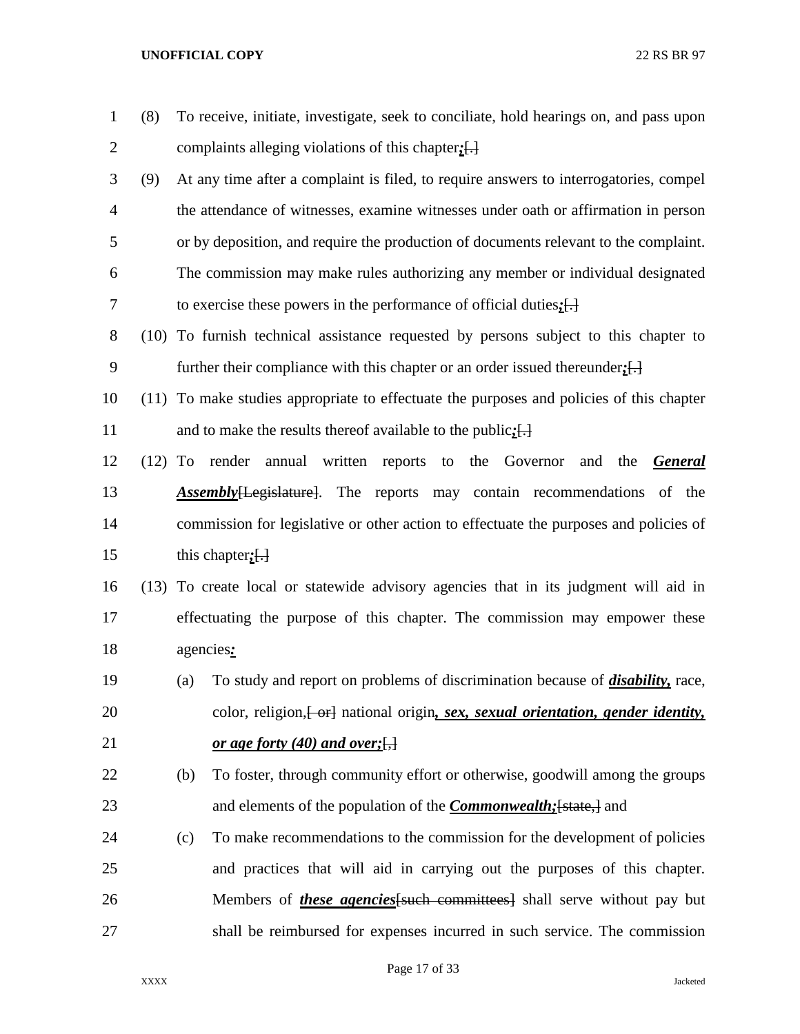(8) To receive, initiate, investigate, seek to conciliate, hold hearings on, and pass upon complaints alleging violations of this chapter***;***~~[.]~~

(9) At any time after a complaint is filed, to require answers to interrogatories, compel the attendance of witnesses, examine witnesses under oath or affirmation in person or by deposition, and require the production of documents relevant to the complaint. The commission may make rules authorizing any member or individual designated to exercise these powers in the performance of official duties***;***~~[.]~~

(10) To furnish technical assistance requested by persons subject to this chapter to further their compliance with this chapter or an order issued thereunder***;***~~[.]~~

(11) To make studies appropriate to effectuate the purposes and policies of this chapter and to make the results thereof available to the public***;***~~[.]~~

(12) To render annual written reports to the Governor and the ***General Assembly***~~[Legislature]~~. The reports may contain recommendations of the commission for legislative or other action to effectuate the purposes and policies of this chapter***;***~~[.]~~

(13) To create local or statewide advisory agencies that in its judgment will aid in effectuating the purpose of this chapter. The commission may empower these agencies***:***

(a) To study and report on problems of discrimination because of ***disability,*** race, color, religion,~~[ or]~~ national origin***, sex, sexual orientation, gender identity, or age forty (40) and over;***~~[,]~~

(b) To foster, through community effort or otherwise, goodwill among the groups and elements of the population of the ***Commonwealth;***~~[state,]~~ and

(c) To make recommendations to the commission for the development of policies and practices that will aid in carrying out the purposes of this chapter. Members of ***these agencies***~~[such committees]~~ shall serve without pay but shall be reimbursed for expenses incurred in such service. The commission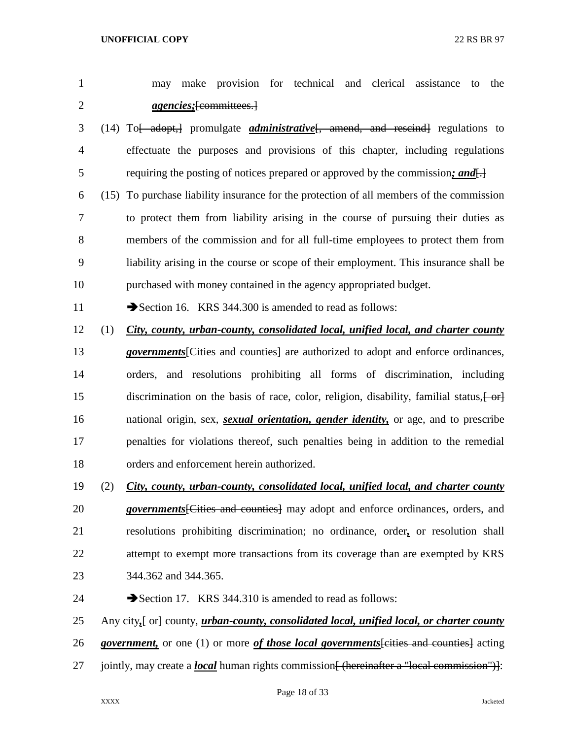may make provision for technical and clerical assistance to the ***agencies;***[committees.]

(14) To[ adopt,] promulgate ***administrative***[, amend, and rescind] regulations to effectuate the purposes and provisions of this chapter, including regulations requiring the posting of notices prepared or approved by the commission***; and***[.]

(15) To purchase liability insurance for the protection of all members of the commission to protect them from liability arising in the course of pursuing their duties as members of the commission and for all full-time employees to protect them from liability arising in the course or scope of their employment. This insurance shall be purchased with money contained in the agency appropriated budget.

➔Section 16. KRS 344.300 is amended to read as follows:

(1) ***City, county, urban-county, consolidated local, unified local, and charter county governments***[Cities and counties] are authorized to adopt and enforce ordinances, orders, and resolutions prohibiting all forms of discrimination, including discrimination on the basis of race, color, religion, disability, familial status,[ or] national origin, sex, ***sexual orientation, gender identity,*** or age, and to prescribe penalties for violations thereof, such penalties being in addition to the remedial orders and enforcement herein authorized.

(2) ***City, county, urban-county, consolidated local, unified local, and charter county governments***[Cities and counties] may adopt and enforce ordinances, orders, and resolutions prohibiting discrimination; no ordinance, order***,*** or resolution shall attempt to exempt more transactions from its coverage than are exempted by KRS 344.362 and 344.365.

➔Section 17. KRS 344.310 is amended to read as follows:

Any city***,***[ or] county, ***urban-county, consolidated local, unified local, or charter county government,*** or one (1) or more ***of those local governments***[cities and counties] acting jointly, may create a ***local*** human rights commission[ (hereinafter a "local commission")]: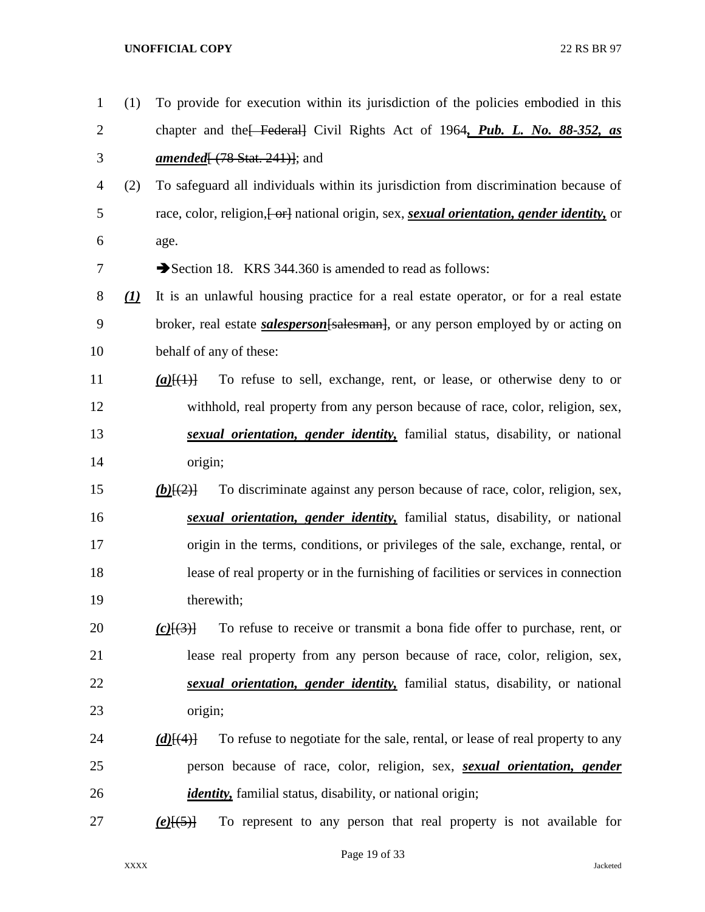(1) To provide for execution within its jurisdiction of the policies embodied in this chapter and the[ Federal] Civil Rights Act of 1964***, Pub. L. No. 88-352, as amended***[ (78 Stat. 241)]; and

(2) To safeguard all individuals within its jurisdiction from discrimination because of race, color, religion,[ or] national origin, sex, ***sexual orientation, gender identity,*** or age.

➔Section 18. KRS 344.360 is amended to read as follows:

***(1)*** It is an unlawful housing practice for a real estate operator, or for a real estate broker, real estate ***salesperson***[salesman], or any person employed by or acting on behalf of any of these:

***(a)***[(1)] To refuse to sell, exchange, rent, or lease, or otherwise deny to or withhold, real property from any person because of race, color, religion, sex, ***sexual orientation, gender identity,*** familial status, disability, or national origin;

***(b)***[(2)] To discriminate against any person because of race, color, religion, sex, ***sexual orientation, gender identity,*** familial status, disability, or national origin in the terms, conditions, or privileges of the sale, exchange, rental, or lease of real property or in the furnishing of facilities or services in connection therewith;

***(c)***[(3)] To refuse to receive or transmit a bona fide offer to purchase, rent, or lease real property from any person because of race, color, religion, sex, ***sexual orientation, gender identity,*** familial status, disability, or national origin;

***(d)***[(4)] To refuse to negotiate for the sale, rental, or lease of real property to any person because of race, color, religion, sex, ***sexual orientation, gender identity,*** familial status, disability, or national origin;

***(e)***[(5)] To represent to any person that real property is not available for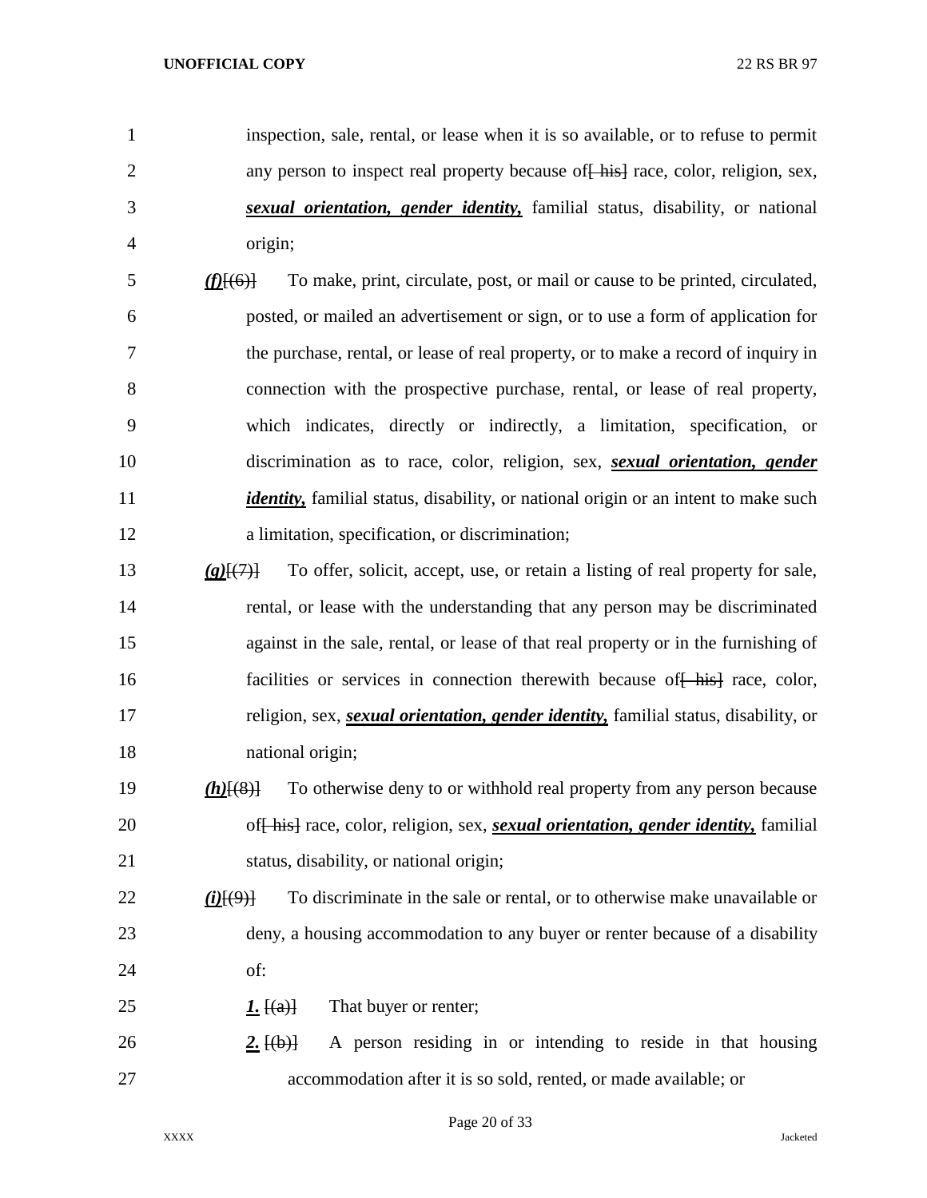inspection, sale, rental, or lease when it is so available, or to refuse to permit any person to inspect real property because of[ his] race, color, religion, sex, ***sexual orientation, gender identity,*** familial status, disability, or national origin;

***(f)***[(6)] To make, print, circulate, post, or mail or cause to be printed, circulated, posted, or mailed an advertisement or sign, or to use a form of application for the purchase, rental, or lease of real property, or to make a record of inquiry in connection with the prospective purchase, rental, or lease of real property, which indicates, directly or indirectly, a limitation, specification, or discrimination as to race, color, religion, sex, ***sexual orientation, gender identity,*** familial status, disability, or national origin or an intent to make such a limitation, specification, or discrimination;

***(g)***[(7)] To offer, solicit, accept, use, or retain a listing of real property for sale, rental, or lease with the understanding that any person may be discriminated against in the sale, rental, or lease of that real property or in the furnishing of facilities or services in connection therewith because of[ his] race, color, religion, sex, ***sexual orientation, gender identity,*** familial status, disability, or national origin;

***(h)***[(8)] To otherwise deny to or withhold real property from any person because of[ his] race, color, religion, sex, ***sexual orientation, gender identity,*** familial status, disability, or national origin;

***(i)***[(9)] To discriminate in the sale or rental, or to otherwise make unavailable or deny, a housing accommodation to any buyer or renter because of a disability of:

***1.*** [(a)] That buyer or renter;

***2.*** [(b)] A person residing in or intending to reside in that housing accommodation after it is so sold, rented, or made available; or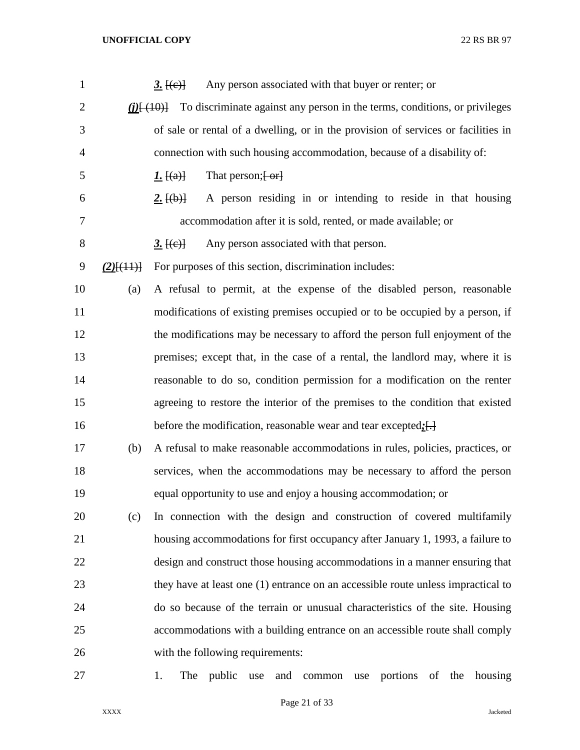3. [(c)] Any person associated with that buyer or renter; or

*(j)*[ (10)] To discriminate against any person in the terms, conditions, or privileges of sale or rental of a dwelling, or in the provision of services or facilities in connection with such housing accommodation, because of a disability of:

1. [(a)] That person;[ or]

2. [(b)] A person residing in or intending to reside in that housing accommodation after it is sold, rented, or made available; or

3. [(c)] Any person associated with that person.

*(2)*[(11)] For purposes of this section, discrimination includes:

(a) A refusal to permit, at the expense of the disabled person, reasonable modifications of existing premises occupied or to be occupied by a person, if the modifications may be necessary to afford the person full enjoyment of the premises; except that, in the case of a rental, the landlord may, where it is reasonable to do so, condition permission for a modification on the renter agreeing to restore the interior of the premises to the condition that existed before the modification, reasonable wear and tear excepted*;*[.]

(b) A refusal to make reasonable accommodations in rules, policies, practices, or services, when the accommodations may be necessary to afford the person equal opportunity to use and enjoy a housing accommodation; or

(c) In connection with the design and construction of covered multifamily housing accommodations for first occupancy after January 1, 1993, a failure to design and construct those housing accommodations in a manner ensuring that they have at least one (1) entrance on an accessible route unless impractical to do so because of the terrain or unusual characteristics of the site. Housing accommodations with a building entrance on an accessible route shall comply with the following requirements:

1. The public use and common use portions of the housing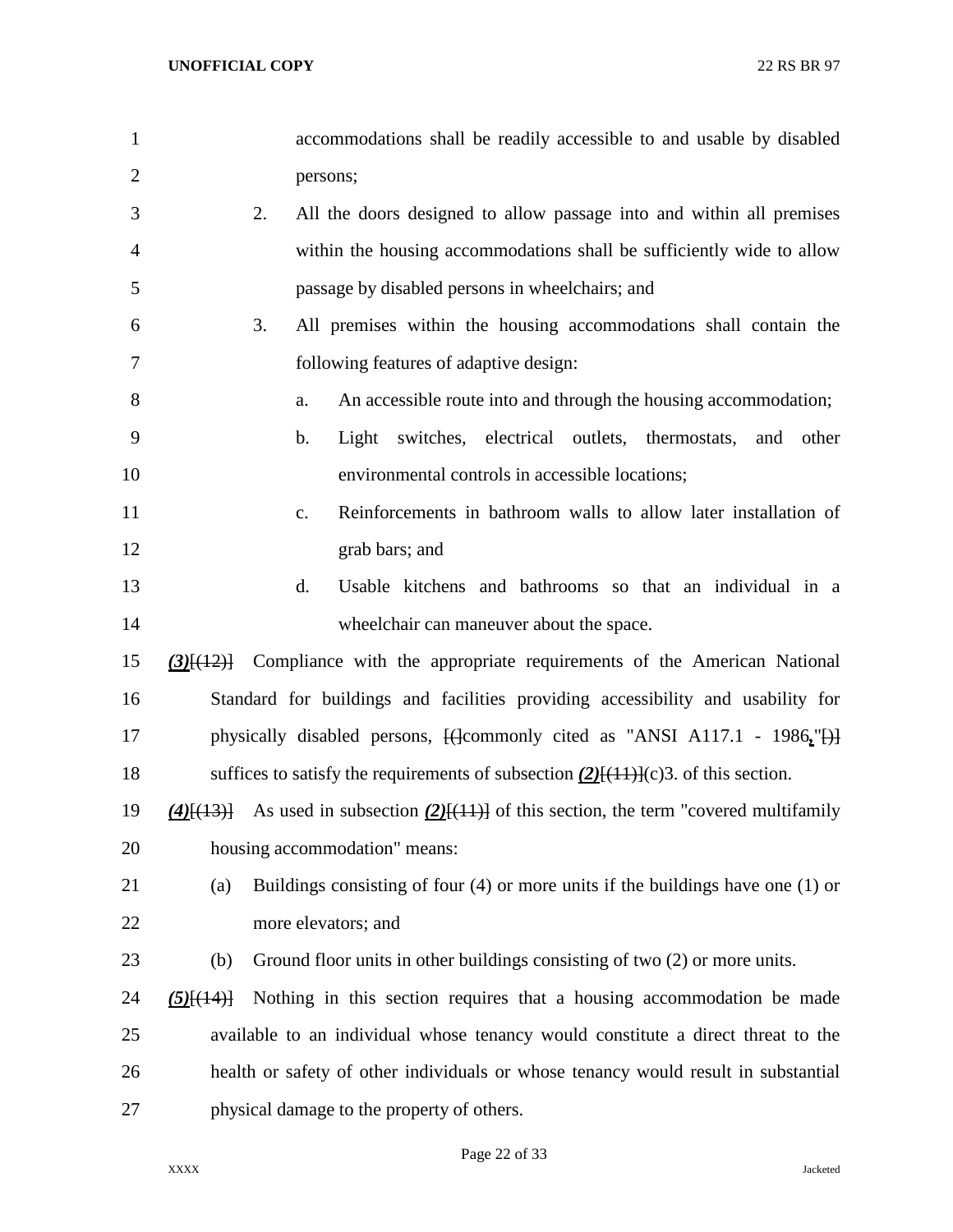accommodations shall be readily accessible to and usable by disabled persons;

2. All the doors designed to allow passage into and within all premises within the housing accommodations shall be sufficiently wide to allow passage by disabled persons in wheelchairs; and

3. All premises within the housing accommodations shall contain the following features of adaptive design:

   a. An accessible route into and through the housing accommodation;

   b. Light switches, electrical outlets, thermostats, and other environmental controls in accessible locations;

   c. Reinforcements in bathroom walls to allow later installation of grab bars; and

   d. Usable kitchens and bathrooms so that an individual in a wheelchair can maneuver about the space.

***(3)***~~[(12)]~~ Compliance with the appropriate requirements of the American National Standard for buildings and facilities providing accessibility and usability for physically disabled persons, ~~[(]~~commonly cited as "ANSI A117.1 - 1986**,**"~~[)]~~ suffices to satisfy the requirements of subsection ***(2)***~~[(11)]~~(c)3. of this section.

***(4)***~~[(13)]~~ As used in subsection ***(2)***~~[(11)]~~ of this section, the term "covered multifamily housing accommodation" means:

(a) Buildings consisting of four (4) or more units if the buildings have one (1) or more elevators; and

(b) Ground floor units in other buildings consisting of two (2) or more units.

***(5)***~~[(14)]~~ Nothing in this section requires that a housing accommodation be made available to an individual whose tenancy would constitute a direct threat to the health or safety of other individuals or whose tenancy would result in substantial physical damage to the property of others.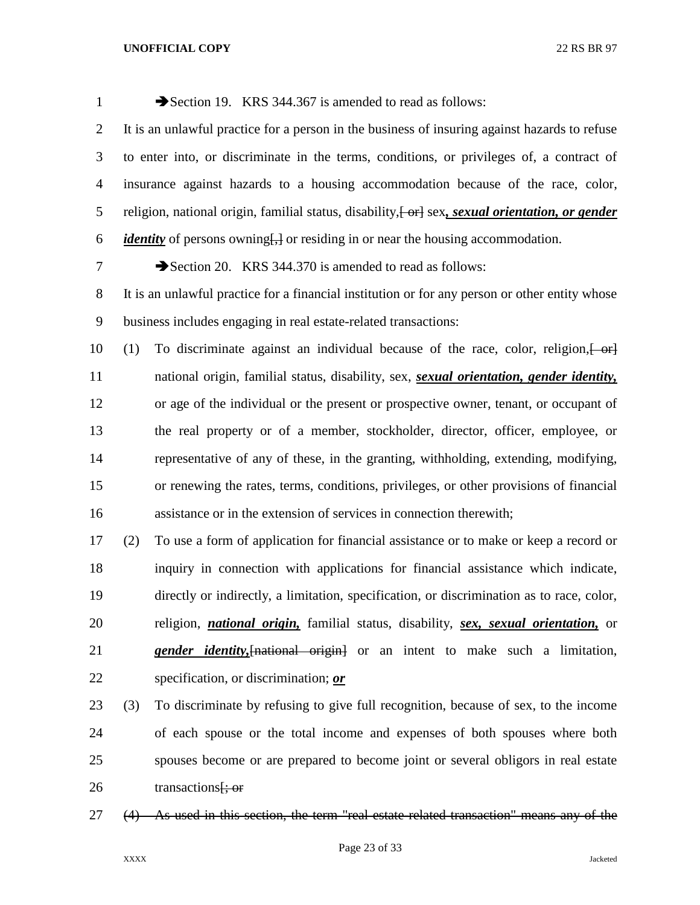➔Section 19. KRS 344.367 is amended to read as follows:

It is an unlawful practice for a person in the business of insuring against hazards to refuse to enter into, or discriminate in the terms, conditions, or privileges of, a contract of insurance against hazards to a housing accommodation because of the race, color, religion, national origin, familial status, disability,~~[ or]~~ sex***, sexual orientation, or gender identity*** of persons owning~~[,]~~ or residing in or near the housing accommodation.

➔Section 20. KRS 344.370 is amended to read as follows:

It is an unlawful practice for a financial institution or for any person or other entity whose business includes engaging in real estate-related transactions:

(1) To discriminate against an individual because of the race, color, religion,~~[ or]~~ national origin, familial status, disability, sex, ***sexual orientation, gender identity,*** or age of the individual or the present or prospective owner, tenant, or occupant of the real property or of a member, stockholder, director, officer, employee, or representative of any of these, in the granting, withholding, extending, modifying, or renewing the rates, terms, conditions, privileges, or other provisions of financial assistance or in the extension of services in connection therewith;

(2) To use a form of application for financial assistance or to make or keep a record or inquiry in connection with applications for financial assistance which indicate, directly or indirectly, a limitation, specification, or discrimination as to race, color, religion, ***national origin,*** familial status, disability, ***sex, sexual orientation,*** or ***gender identity,***~~[national origin]~~ or an intent to make such a limitation, specification, or discrimination; ***or***

(3) To discriminate by refusing to give full recognition, because of sex, to the income of each spouse or the total income and expenses of both spouses where both spouses become or are prepared to become joint or several obligors in real estate transactions~~[; or~~

~~(4) As used in this section, the term "real estate-related transaction" means any of the~~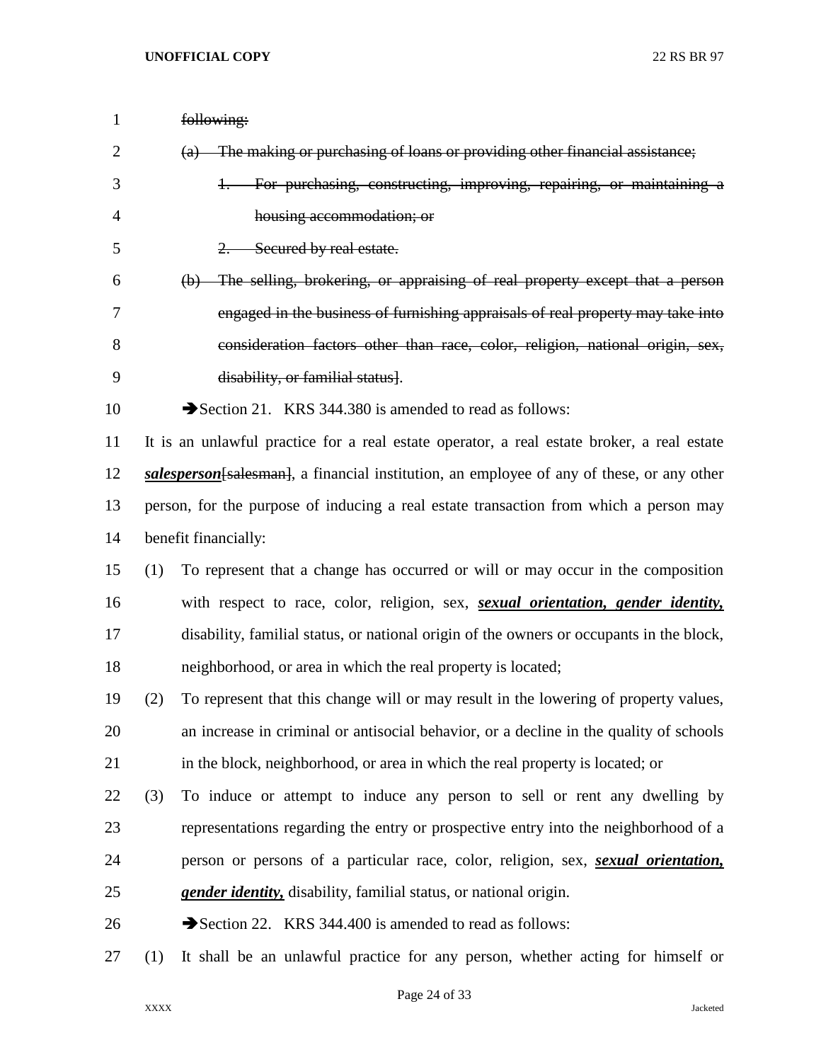~~following:~~

~~(a) The making or purchasing of loans or providing other financial assistance;~~

~~1. For purchasing, constructing, improving, repairing, or maintaining a housing accommodation; or~~

~~2. Secured by real estate.~~

~~(b) The selling, brokering, or appraising of real property except that a person engaged in the business of furnishing appraisals of real property may take into consideration factors other than race, color, religion, national origin, sex, disability, or familial status~~].

➔Section 21. KRS 344.380 is amended to read as follows:

It is an unlawful practice for a real estate operator, a real estate broker, a real estate ***salesperson***[salesman], a financial institution, an employee of any of these, or any other person, for the purpose of inducing a real estate transaction from which a person may benefit financially:

(1) To represent that a change has occurred or will or may occur in the composition with respect to race, color, religion, sex, ***sexual orientation, gender identity,*** disability, familial status, or national origin of the owners or occupants in the block, neighborhood, or area in which the real property is located;

(2) To represent that this change will or may result in the lowering of property values, an increase in criminal or antisocial behavior, or a decline in the quality of schools in the block, neighborhood, or area in which the real property is located; or

(3) To induce or attempt to induce any person to sell or rent any dwelling by representations regarding the entry or prospective entry into the neighborhood of a person or persons of a particular race, color, religion, sex, ***sexual orientation, gender identity,*** disability, familial status, or national origin.

➔Section 22. KRS 344.400 is amended to read as follows:

(1) It shall be an unlawful practice for any person, whether acting for himself or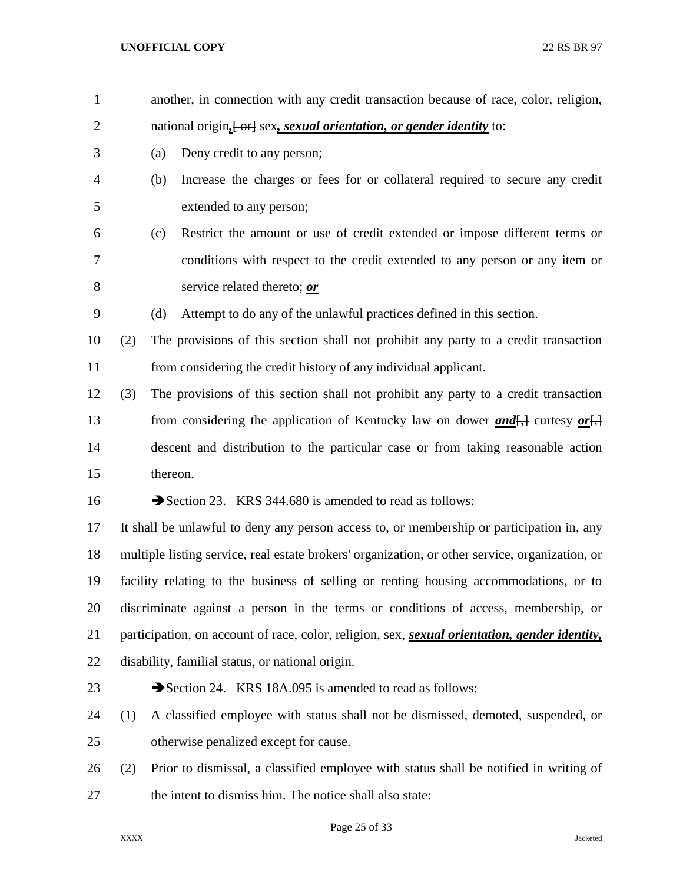another, in connection with any credit transaction because of race, color, religion, national origin*,*[ or] sex*, sexual orientation, or gender identity* to:

(a) Deny credit to any person;

(b) Increase the charges or fees for or collateral required to secure any credit extended to any person;

(c) Restrict the amount or use of credit extended or impose different terms or conditions with respect to the credit extended to any person or any item or service related thereto; ***or***

(d) Attempt to do any of the unlawful practices defined in this section.

(2) The provisions of this section shall not prohibit any party to a credit transaction from considering the credit history of any individual applicant.

(3) The provisions of this section shall not prohibit any party to a credit transaction from considering the application of Kentucky law on dower ***and***[,] curtesy ***or***[,] descent and distribution to the particular case or from taking reasonable action thereon.

➔Section 23. KRS 344.680 is amended to read as follows:

It shall be unlawful to deny any person access to, or membership or participation in, any multiple listing service, real estate brokers' organization, or other service, organization, or facility relating to the business of selling or renting housing accommodations, or to discriminate against a person in the terms or conditions of access, membership, or participation, on account of race, color, religion, sex, ***sexual orientation, gender identity,*** disability, familial status, or national origin.

➔Section 24. KRS 18A.095 is amended to read as follows:

(1) A classified employee with status shall not be dismissed, demoted, suspended, or otherwise penalized except for cause.

(2) Prior to dismissal, a classified employee with status shall be notified in writing of the intent to dismiss him. The notice shall also state: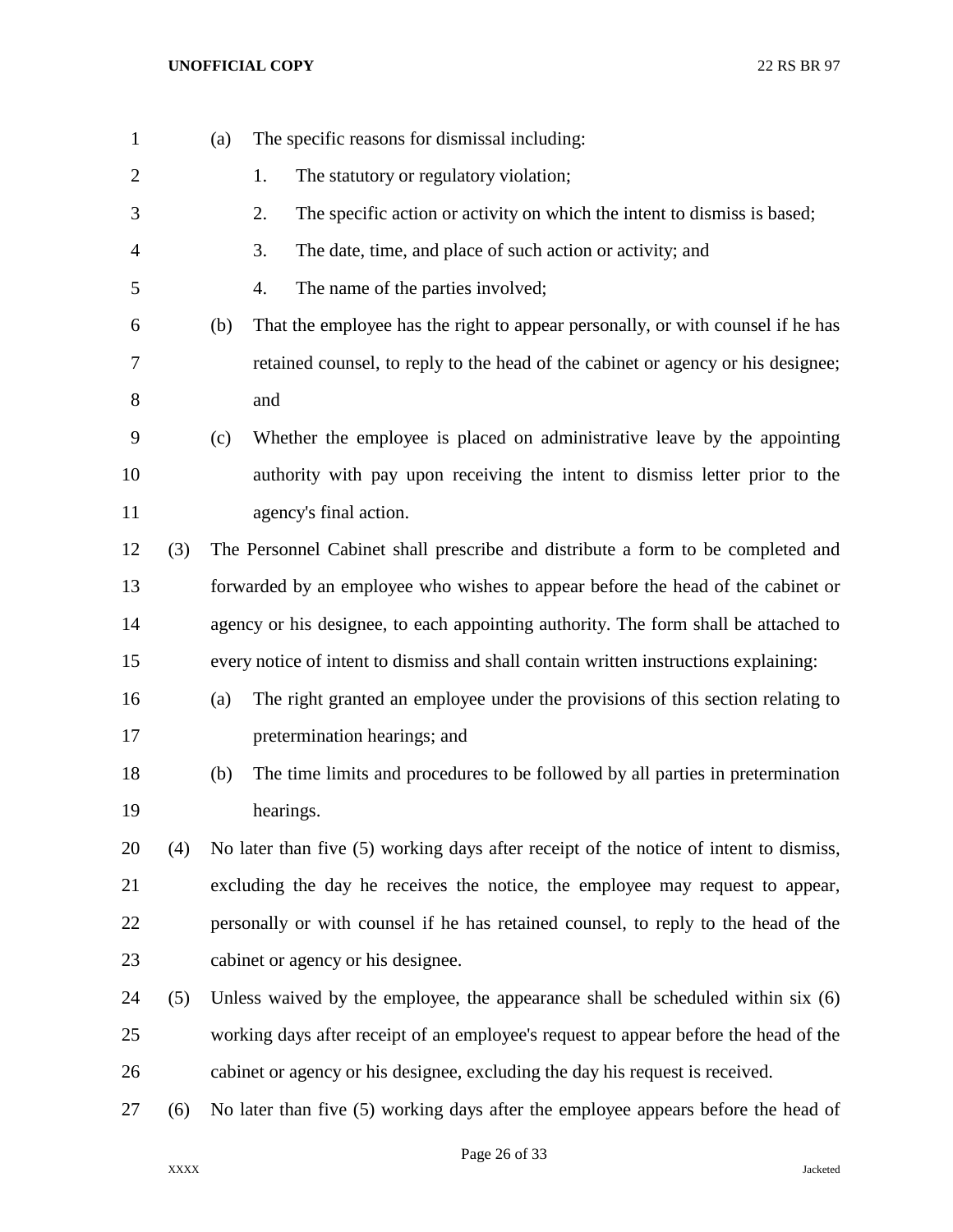(a) The specific reasons for dismissal including:

1. The statutory or regulatory violation;
2. The specific action or activity on which the intent to dismiss is based;
3. The date, time, and place of such action or activity; and
4. The name of the parties involved;

(b) That the employee has the right to appear personally, or with counsel if he has retained counsel, to reply to the head of the cabinet or agency or his designee; and

(c) Whether the employee is placed on administrative leave by the appointing authority with pay upon receiving the intent to dismiss letter prior to the agency's final action.

(3) The Personnel Cabinet shall prescribe and distribute a form to be completed and forwarded by an employee who wishes to appear before the head of the cabinet or agency or his designee, to each appointing authority. The form shall be attached to every notice of intent to dismiss and shall contain written instructions explaining:

(a) The right granted an employee under the provisions of this section relating to pretermination hearings; and

(b) The time limits and procedures to be followed by all parties in pretermination hearings.

(4) No later than five (5) working days after receipt of the notice of intent to dismiss, excluding the day he receives the notice, the employee may request to appear, personally or with counsel if he has retained counsel, to reply to the head of the cabinet or agency or his designee.

(5) Unless waived by the employee, the appearance shall be scheduled within six (6) working days after receipt of an employee's request to appear before the head of the cabinet or agency or his designee, excluding the day his request is received.

(6) No later than five (5) working days after the employee appears before the head of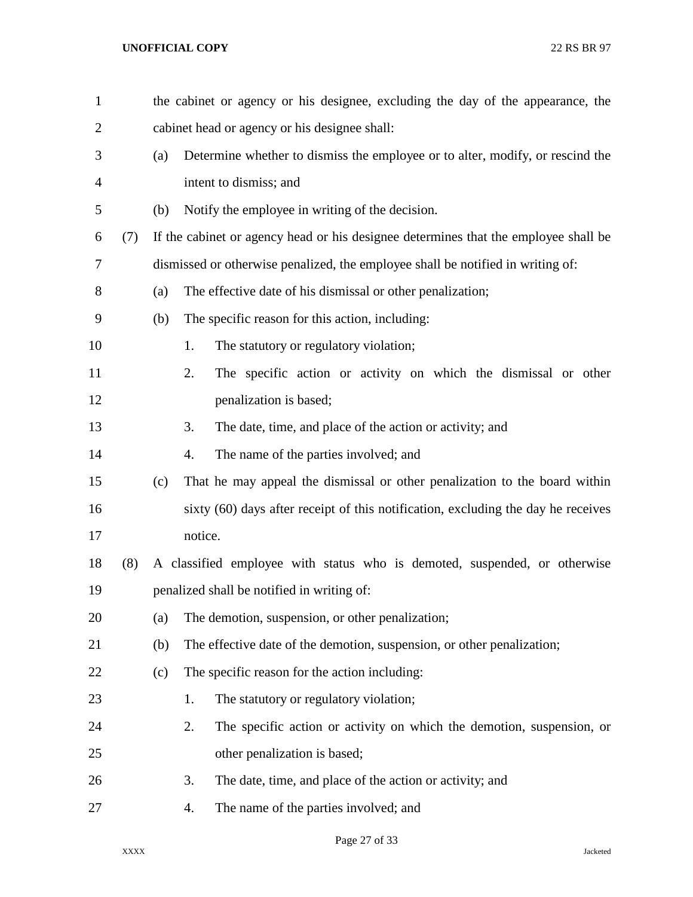the cabinet or agency or his designee, excluding the day of the appearance, the cabinet head or agency or his designee shall:

(a) Determine whether to dismiss the employee or to alter, modify, or rescind the intent to dismiss; and

(b) Notify the employee in writing of the decision.

(7) If the cabinet or agency head or his designee determines that the employee shall be dismissed or otherwise penalized, the employee shall be notified in writing of:

(a) The effective date of his dismissal or other penalization;

(b) The specific reason for this action, including:

1. The statutory or regulatory violation;

2. The specific action or activity on which the dismissal or other penalization is based;

3. The date, time, and place of the action or activity; and

4. The name of the parties involved; and

(c) That he may appeal the dismissal or other penalization to the board within sixty (60) days after receipt of this notification, excluding the day he receives notice.

(8) A classified employee with status who is demoted, suspended, or otherwise penalized shall be notified in writing of:

(a) The demotion, suspension, or other penalization;

(b) The effective date of the demotion, suspension, or other penalization;

(c) The specific reason for the action including:

1. The statutory or regulatory violation;

2. The specific action or activity on which the demotion, suspension, or other penalization is based;

3. The date, time, and place of the action or activity; and

4. The name of the parties involved; and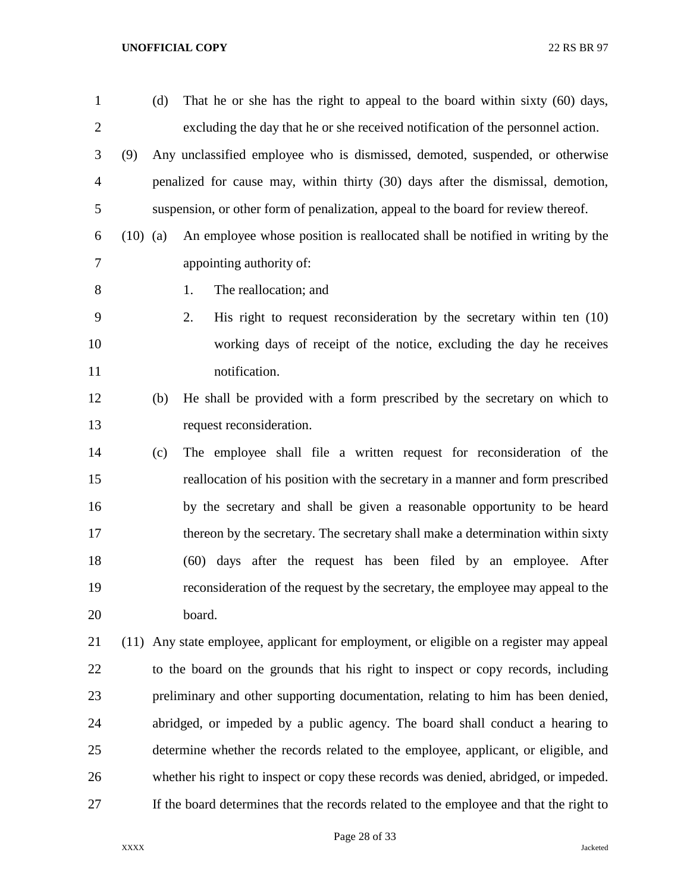(d) That he or she has the right to appeal to the board within sixty (60) days, excluding the day that he or she received notification of the personnel action.

(9) Any unclassified employee who is dismissed, demoted, suspended, or otherwise penalized for cause may, within thirty (30) days after the dismissal, demotion, suspension, or other form of penalization, appeal to the board for review thereof.

(10) (a) An employee whose position is reallocated shall be notified in writing by the appointing authority of:

1. The reallocation; and
2. His right to request reconsideration by the secretary within ten (10) working days of receipt of the notice, excluding the day he receives notification.

(b) He shall be provided with a form prescribed by the secretary on which to request reconsideration.

(c) The employee shall file a written request for reconsideration of the reallocation of his position with the secretary in a manner and form prescribed by the secretary and shall be given a reasonable opportunity to be heard thereon by the secretary. The secretary shall make a determination within sixty (60) days after the request has been filed by an employee. After reconsideration of the request by the secretary, the employee may appeal to the board.

(11) Any state employee, applicant for employment, or eligible on a register may appeal to the board on the grounds that his right to inspect or copy records, including preliminary and other supporting documentation, relating to him has been denied, abridged, or impeded by a public agency. The board shall conduct a hearing to determine whether the records related to the employee, applicant, or eligible, and whether his right to inspect or copy these records was denied, abridged, or impeded. If the board determines that the records related to the employee and that the right to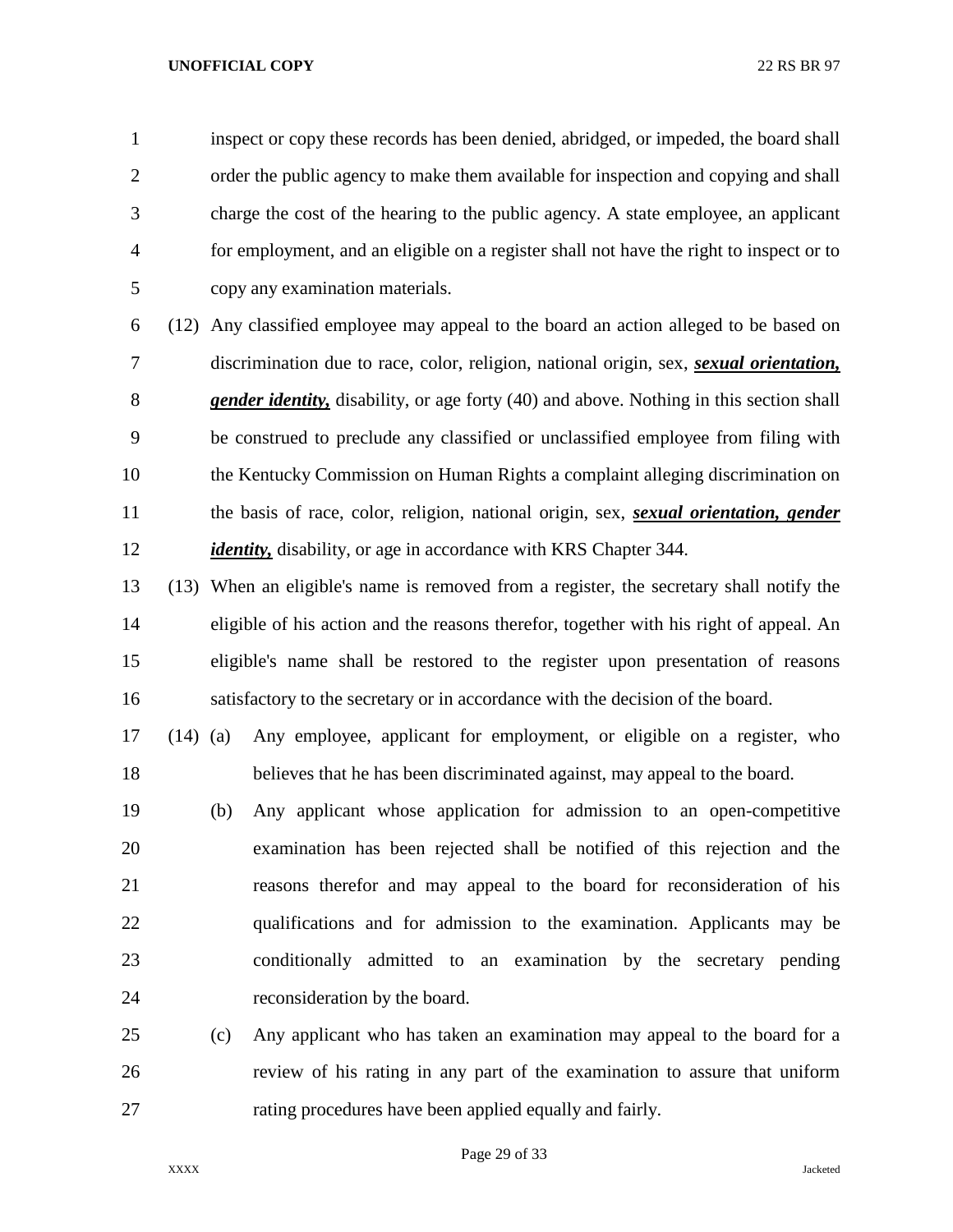inspect or copy these records has been denied, abridged, or impeded, the board shall order the public agency to make them available for inspection and copying and shall charge the cost of the hearing to the public agency. A state employee, an applicant for employment, and an eligible on a register shall not have the right to inspect or to copy any examination materials.

(12) Any classified employee may appeal to the board an action alleged to be based on discrimination due to race, color, religion, national origin, sex, ***sexual orientation, gender identity,*** disability, or age forty (40) and above. Nothing in this section shall be construed to preclude any classified or unclassified employee from filing with the Kentucky Commission on Human Rights a complaint alleging discrimination on the basis of race, color, religion, national origin, sex, ***sexual orientation, gender identity,*** disability, or age in accordance with KRS Chapter 344.

(13) When an eligible's name is removed from a register, the secretary shall notify the eligible of his action and the reasons therefor, together with his right of appeal. An eligible's name shall be restored to the register upon presentation of reasons satisfactory to the secretary or in accordance with the decision of the board.

(14) (a) Any employee, applicant for employment, or eligible on a register, who believes that he has been discriminated against, may appeal to the board.

(b) Any applicant whose application for admission to an open-competitive examination has been rejected shall be notified of this rejection and the reasons therefor and may appeal to the board for reconsideration of his qualifications and for admission to the examination. Applicants may be conditionally admitted to an examination by the secretary pending reconsideration by the board.

(c) Any applicant who has taken an examination may appeal to the board for a review of his rating in any part of the examination to assure that uniform rating procedures have been applied equally and fairly.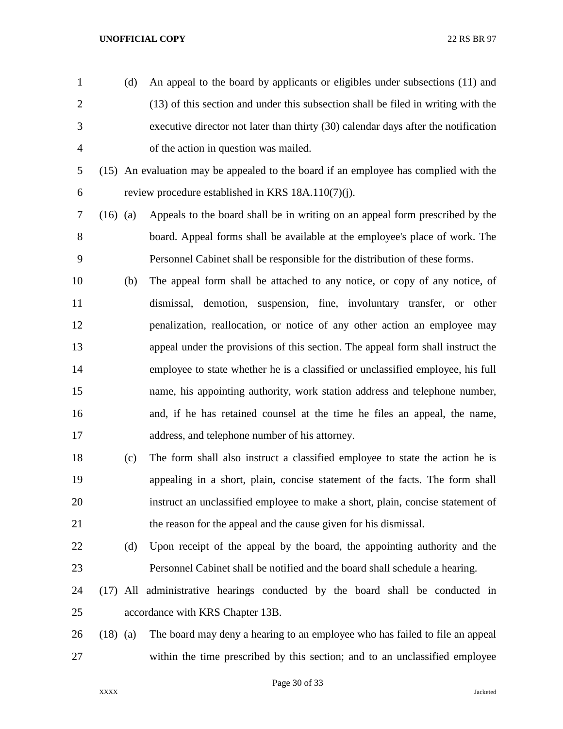(d) An appeal to the board by applicants or eligibles under subsections (11) and (13) of this section and under this subsection shall be filed in writing with the executive director not later than thirty (30) calendar days after the notification of the action in question was mailed.

(15) An evaluation may be appealed to the board if an employee has complied with the review procedure established in KRS 18A.110(7)(j).

(16) (a) Appeals to the board shall be in writing on an appeal form prescribed by the board. Appeal forms shall be available at the employee's place of work. The Personnel Cabinet shall be responsible for the distribution of these forms.

(b) The appeal form shall be attached to any notice, or copy of any notice, of dismissal, demotion, suspension, fine, involuntary transfer, or other penalization, reallocation, or notice of any other action an employee may appeal under the provisions of this section. The appeal form shall instruct the employee to state whether he is a classified or unclassified employee, his full name, his appointing authority, work station address and telephone number, and, if he has retained counsel at the time he files an appeal, the name, address, and telephone number of his attorney.

(c) The form shall also instruct a classified employee to state the action he is appealing in a short, plain, concise statement of the facts. The form shall instruct an unclassified employee to make a short, plain, concise statement of the reason for the appeal and the cause given for his dismissal.

(d) Upon receipt of the appeal by the board, the appointing authority and the Personnel Cabinet shall be notified and the board shall schedule a hearing.

(17) All administrative hearings conducted by the board shall be conducted in accordance with KRS Chapter 13B.

(18) (a) The board may deny a hearing to an employee who has failed to file an appeal within the time prescribed by this section; and to an unclassified employee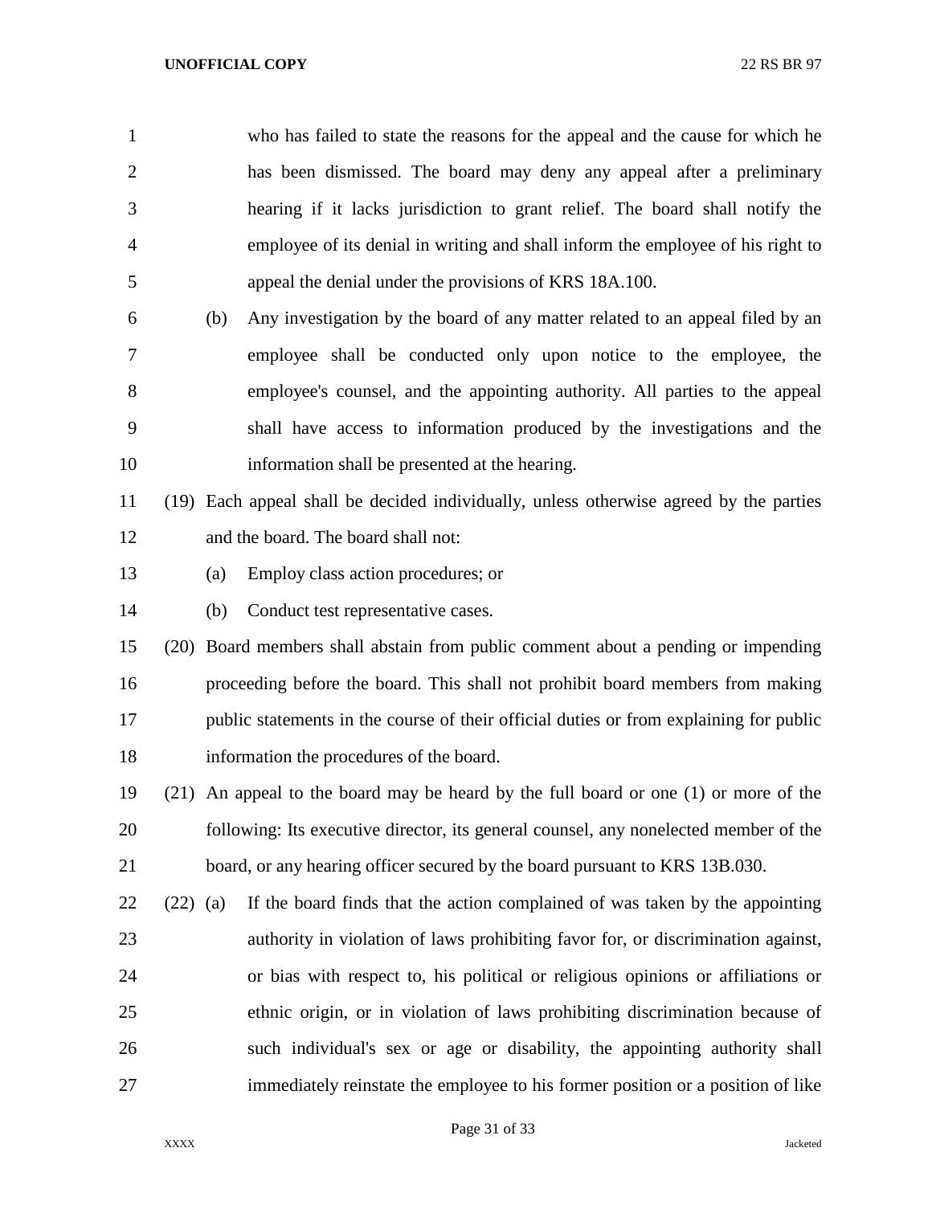who has failed to state the reasons for the appeal and the cause for which he has been dismissed. The board may deny any appeal after a preliminary hearing if it lacks jurisdiction to grant relief. The board shall notify the employee of its denial in writing and shall inform the employee of his right to appeal the denial under the provisions of KRS 18A.100.

(b) Any investigation by the board of any matter related to an appeal filed by an employee shall be conducted only upon notice to the employee, the employee's counsel, and the appointing authority. All parties to the appeal shall have access to information produced by the investigations and the information shall be presented at the hearing.

(19) Each appeal shall be decided individually, unless otherwise agreed by the parties and the board. The board shall not:

(a) Employ class action procedures; or

(b) Conduct test representative cases.

(20) Board members shall abstain from public comment about a pending or impending proceeding before the board. This shall not prohibit board members from making public statements in the course of their official duties or from explaining for public information the procedures of the board.

(21) An appeal to the board may be heard by the full board or one (1) or more of the following: Its executive director, its general counsel, any nonelected member of the board, or any hearing officer secured by the board pursuant to KRS 13B.030.

(22) (a) If the board finds that the action complained of was taken by the appointing authority in violation of laws prohibiting favor for, or discrimination against, or bias with respect to, his political or religious opinions or affiliations or ethnic origin, or in violation of laws prohibiting discrimination because of such individual's sex or age or disability, the appointing authority shall immediately reinstate the employee to his former position or a position of like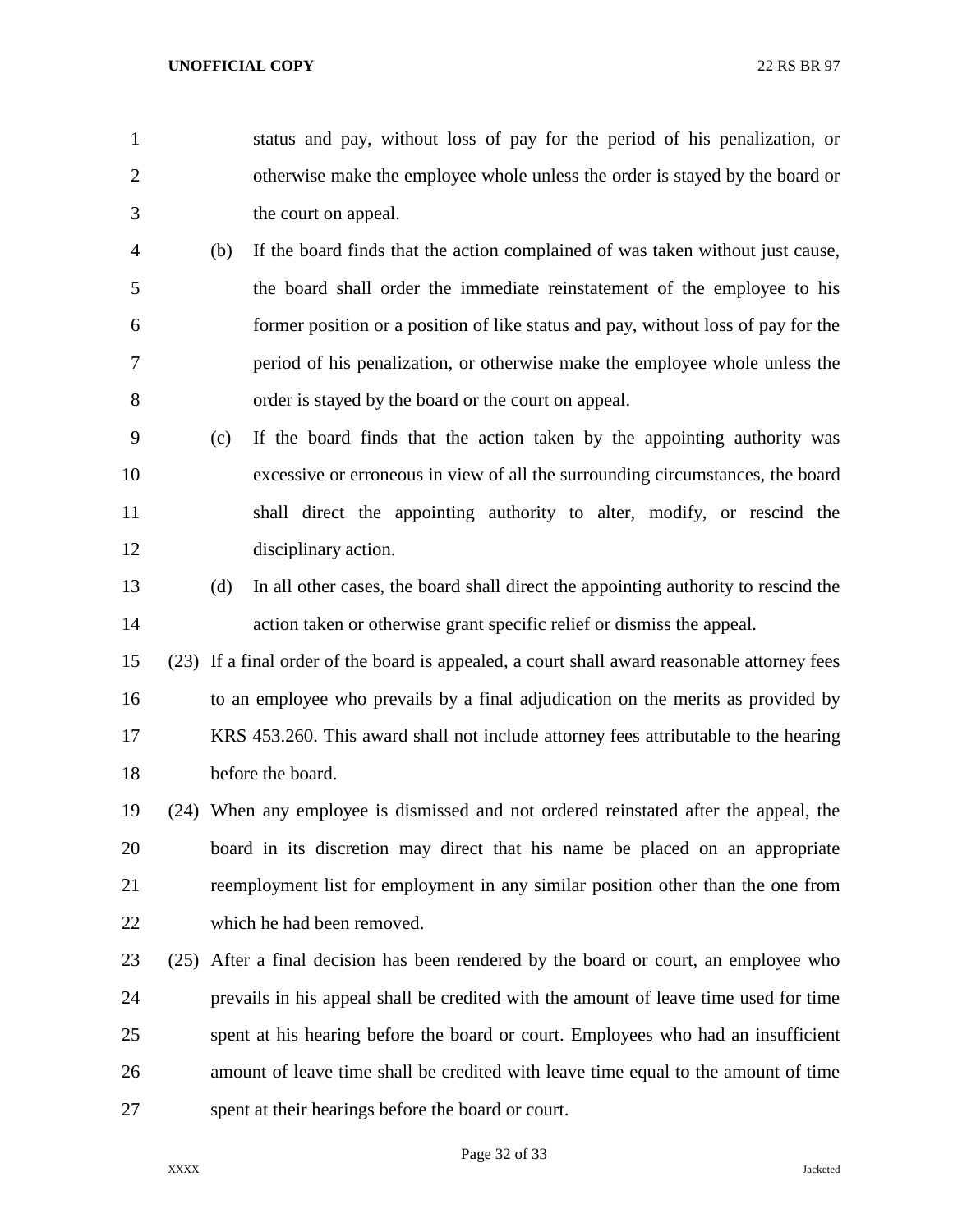status and pay, without loss of pay for the period of his penalization, or otherwise make the employee whole unless the order is stayed by the board or the court on appeal.

(b) If the board finds that the action complained of was taken without just cause, the board shall order the immediate reinstatement of the employee to his former position or a position of like status and pay, without loss of pay for the period of his penalization, or otherwise make the employee whole unless the order is stayed by the board or the court on appeal.

(c) If the board finds that the action taken by the appointing authority was excessive or erroneous in view of all the surrounding circumstances, the board shall direct the appointing authority to alter, modify, or rescind the disciplinary action.

(d) In all other cases, the board shall direct the appointing authority to rescind the action taken or otherwise grant specific relief or dismiss the appeal.

(23) If a final order of the board is appealed, a court shall award reasonable attorney fees to an employee who prevails by a final adjudication on the merits as provided by KRS 453.260. This award shall not include attorney fees attributable to the hearing before the board.

(24) When any employee is dismissed and not ordered reinstated after the appeal, the board in its discretion may direct that his name be placed on an appropriate reemployment list for employment in any similar position other than the one from which he had been removed.

(25) After a final decision has been rendered by the board or court, an employee who prevails in his appeal shall be credited with the amount of leave time used for time spent at his hearing before the board or court. Employees who had an insufficient amount of leave time shall be credited with leave time equal to the amount of time spent at their hearings before the board or court.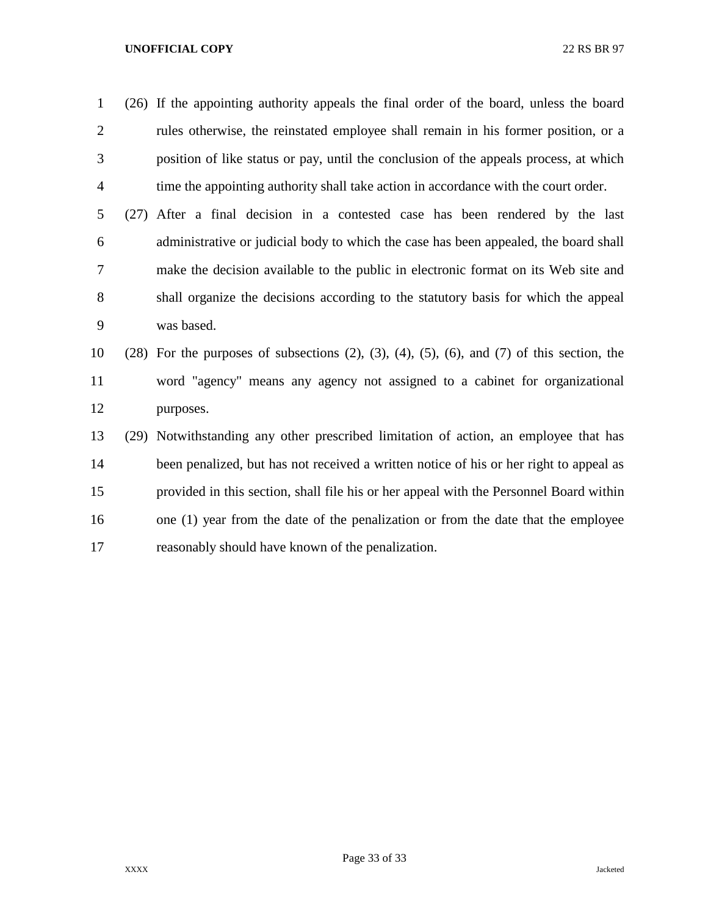(26) If the appointing authority appeals the final order of the board, unless the board rules otherwise, the reinstated employee shall remain in his former position, or a position of like status or pay, until the conclusion of the appeals process, at which time the appointing authority shall take action in accordance with the court order.

(27) After a final decision in a contested case has been rendered by the last administrative or judicial body to which the case has been appealed, the board shall make the decision available to the public in electronic format on its Web site and shall organize the decisions according to the statutory basis for which the appeal was based.

(28) For the purposes of subsections (2), (3), (4), (5), (6), and (7) of this section, the word "agency" means any agency not assigned to a cabinet for organizational purposes.

(29) Notwithstanding any other prescribed limitation of action, an employee that has been penalized, but has not received a written notice of his or her right to appeal as provided in this section, shall file his or her appeal with the Personnel Board within one (1) year from the date of the penalization or from the date that the employee reasonably should have known of the penalization.